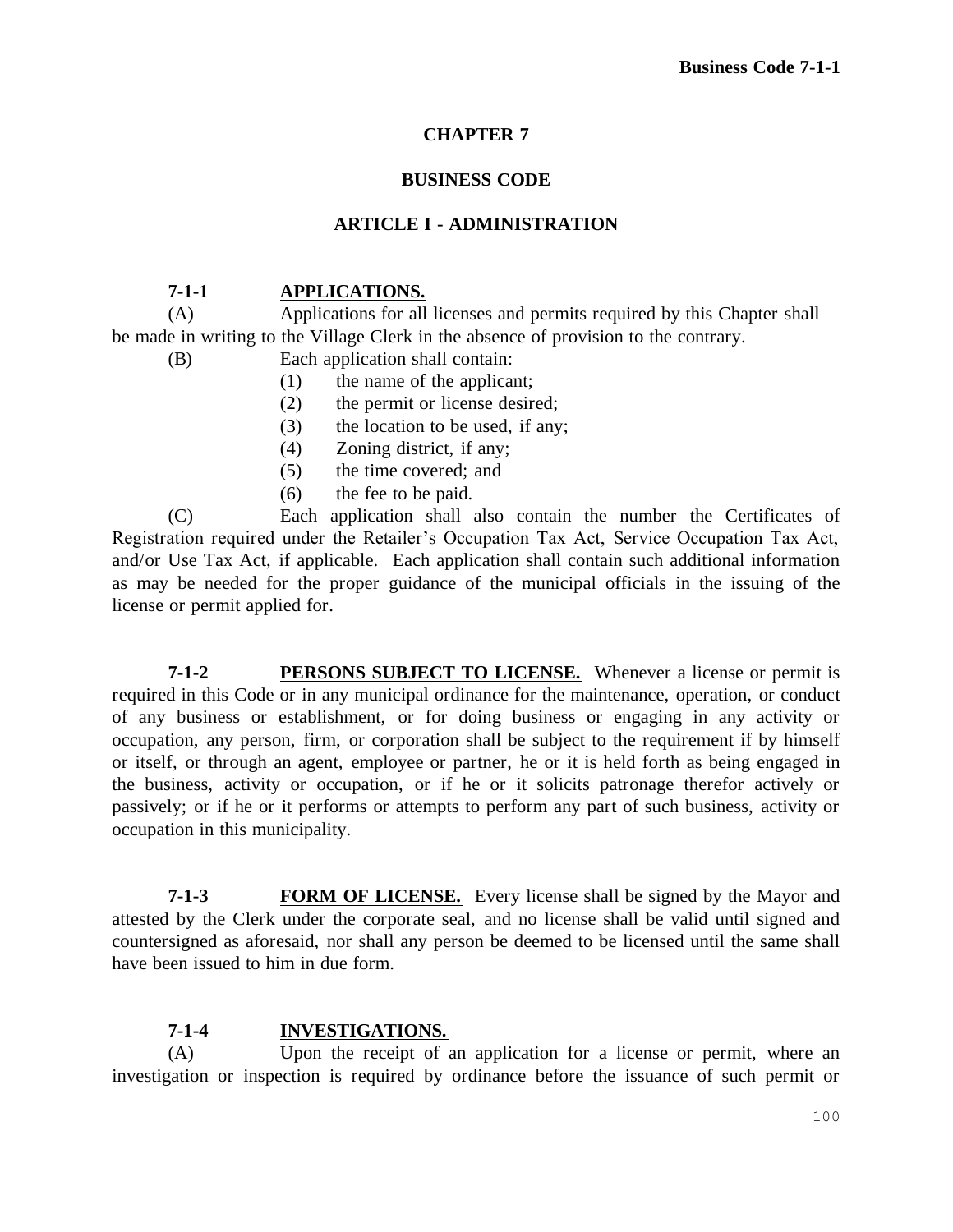# CHAPTER 7

## BUSINESS CODE

### ARTICLE I - ADMINISTRATION

**7-1-1 APPLICATIONS.**

(A) Applications for all licenses and permits required by this Chapter shall be made in writing to the Village Clerk in the absence of provision to the contrary.

(B) Each application shall contain:

(1) the name of the applicant;
(2) the permit or license desired;
(3) the location to be used, if any;
(4) Zoning district, if any;
(5) the time covered; and
(6) the fee to be paid.

(C) Each application shall also contain the number the Certificates of Registration required under the Retailer's Occupation Tax Act, Service Occupation Tax Act, and/or Use Tax Act, if applicable. Each application shall contain such additional information as may be needed for the proper guidance of the municipal officials in the issuing of the license or permit applied for.

**7-1-2 PERSONS SUBJECT TO LICENSE.** Whenever a license or permit is required in this Code or in any municipal ordinance for the maintenance, operation, or conduct of any business or establishment, or for doing business or engaging in any activity or occupation, any person, firm, or corporation shall be subject to the requirement if by himself or itself, or through an agent, employee or partner, he or it is held forth as being engaged in the business, activity or occupation, or if he or it solicits patronage therefor actively or passively; or if he or it performs or attempts to perform any part of such business, activity or occupation in this municipality.

**7-1-3 FORM OF LICENSE.** Every license shall be signed by the Mayor and attested by the Clerk under the corporate seal, and no license shall be valid until signed and countersigned as aforesaid, nor shall any person be deemed to be licensed until the same shall have been issued to him in due form.

**7-1-4 INVESTIGATIONS.**

(A) Upon the receipt of an application for a license or permit, where an investigation or inspection is required by ordinance before the issuance of such permit or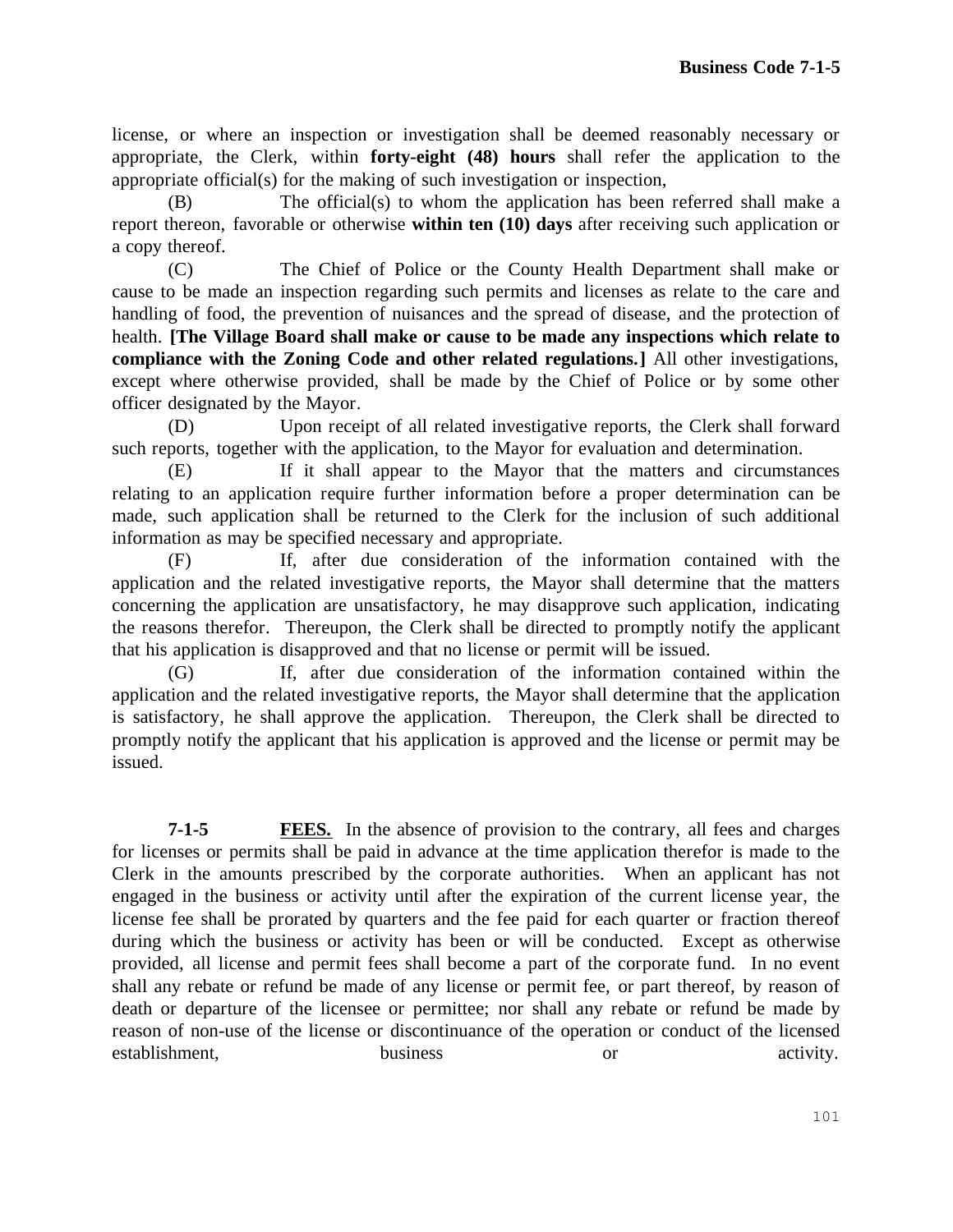license, or where an inspection or investigation shall be deemed reasonably necessary or appropriate, the Clerk, within **forty-eight (48) hours** shall refer the application to the appropriate official(s) for the making of such investigation or inspection,

(B) The official(s) to whom the application has been referred shall make a report thereon, favorable or otherwise **within ten (10) days** after receiving such application or a copy thereof.

(C) The Chief of Police or the County Health Department shall make or cause to be made an inspection regarding such permits and licenses as relate to the care and handling of food, the prevention of nuisances and the spread of disease, and the protection of health. **[The Village Board shall make or cause to be made any inspections which relate to compliance with the Zoning Code and other related regulations.]** All other investigations, except where otherwise provided, shall be made by the Chief of Police or by some other officer designated by the Mayor.

(D) Upon receipt of all related investigative reports, the Clerk shall forward such reports, together with the application, to the Mayor for evaluation and determination.

(E) If it shall appear to the Mayor that the matters and circumstances relating to an application require further information before a proper determination can be made, such application shall be returned to the Clerk for the inclusion of such additional information as may be specified necessary and appropriate.

(F) If, after due consideration of the information contained with the application and the related investigative reports, the Mayor shall determine that the matters concerning the application are unsatisfactory, he may disapprove such application, indicating the reasons therefor. Thereupon, the Clerk shall be directed to promptly notify the applicant that his application is disapproved and that no license or permit will be issued.

(G) If, after due consideration of the information contained within the application and the related investigative reports, the Mayor shall determine that the application is satisfactory, he shall approve the application. Thereupon, the Clerk shall be directed to promptly notify the applicant that his application is approved and the license or permit may be issued.

**7-1-5** **FEES.** In the absence of provision to the contrary, all fees and charges for licenses or permits shall be paid in advance at the time application therefor is made to the Clerk in the amounts prescribed by the corporate authorities. When an applicant has not engaged in the business or activity until after the expiration of the current license year, the license fee shall be prorated by quarters and the fee paid for each quarter or fraction thereof during which the business or activity has been or will be conducted. Except as otherwise provided, all license and permit fees shall become a part of the corporate fund. In no event shall any rebate or refund be made of any license or permit fee, or part thereof, by reason of death or departure of the licensee or permittee; nor shall any rebate or refund be made by reason of non-use of the license or discontinuance of the operation or conduct of the licensed establishment, business or activity.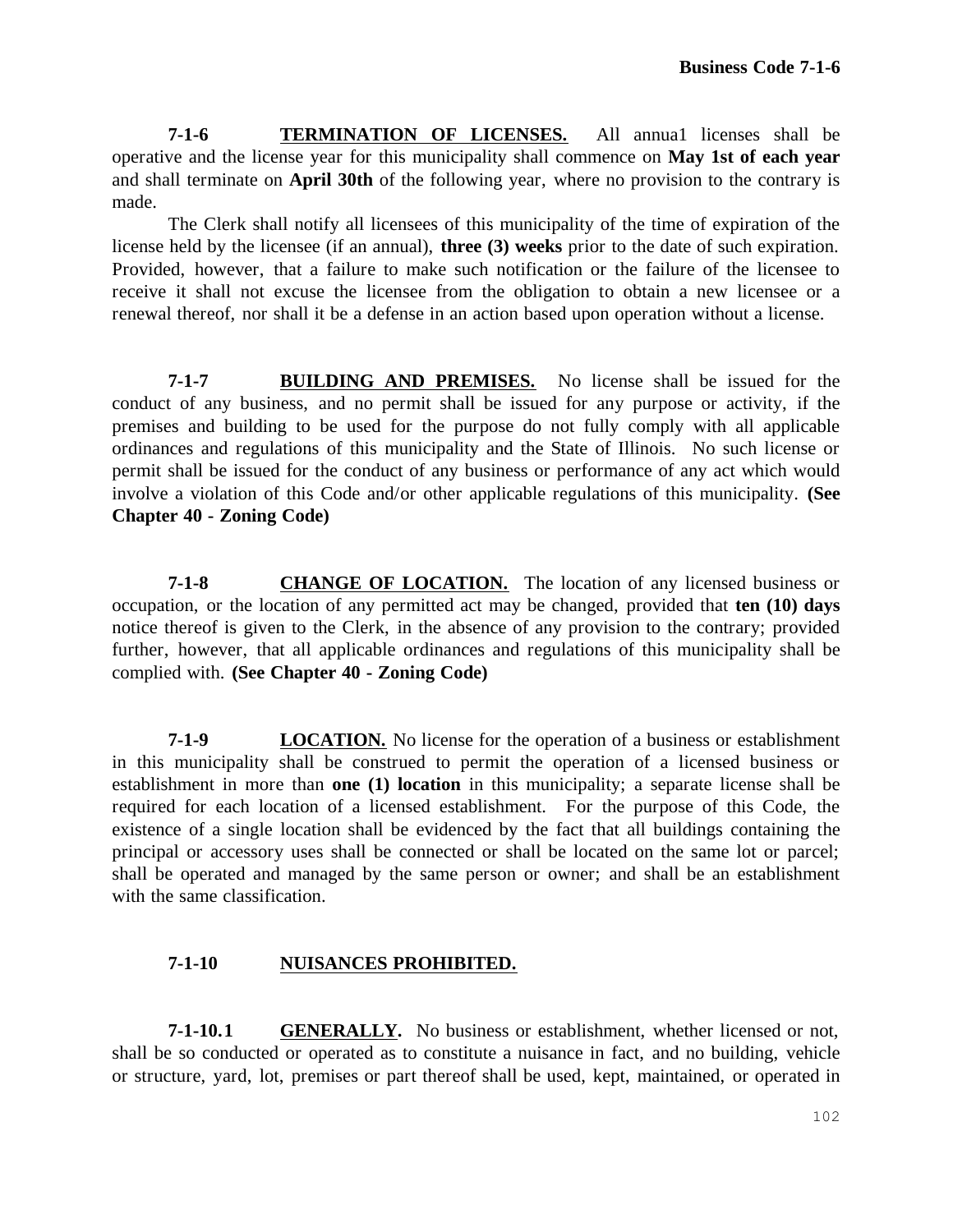**7-1-6 TERMINATION OF LICENSES.** All annua1 licenses shall be operative and the license year for this municipality shall commence on **May 1st of each year** and shall terminate on **April 30th** of the following year, where no provision to the contrary is made.

The Clerk shall notify all licensees of this municipality of the time of expiration of the license held by the licensee (if an annual), **three (3) weeks** prior to the date of such expiration. Provided, however, that a failure to make such notification or the failure of the licensee to receive it shall not excuse the licensee from the obligation to obtain a new licensee or a renewal thereof, nor shall it be a defense in an action based upon operation without a license.

**7-1-7 BUILDING AND PREMISES.** No license shall be issued for the conduct of any business, and no permit shall be issued for any purpose or activity, if the premises and building to be used for the purpose do not fully comply with all applicable ordinances and regulations of this municipality and the State of Illinois. No such license or permit shall be issued for the conduct of any business or performance of any act which would involve a violation of this Code and/or other applicable regulations of this municipality. **(See Chapter 40 - Zoning Code)**

**7-1-8 CHANGE OF LOCATION.** The location of any licensed business or occupation, or the location of any permitted act may be changed, provided that **ten (10) days** notice thereof is given to the Clerk, in the absence of any provision to the contrary; provided further, however, that all applicable ordinances and regulations of this municipality shall be complied with. **(See Chapter 40 - Zoning Code)**

**7-1-9 LOCATION.** No license for the operation of a business or establishment in this municipality shall be construed to permit the operation of a licensed business or establishment in more than **one (1) location** in this municipality; a separate license shall be required for each location of a licensed establishment. For the purpose of this Code, the existence of a single location shall be evidenced by the fact that all buildings containing the principal or accessory uses shall be connected or shall be located on the same lot or parcel; shall be operated and managed by the same person or owner; and shall be an establishment with the same classification.

**7-1-10 NUISANCES PROHIBITED.**

**7-1-10.1 GENERALLY.** No business or establishment, whether licensed or not, shall be so conducted or operated as to constitute a nuisance in fact, and no building, vehicle or structure, yard, lot, premises or part thereof shall be used, kept, maintained, or operated in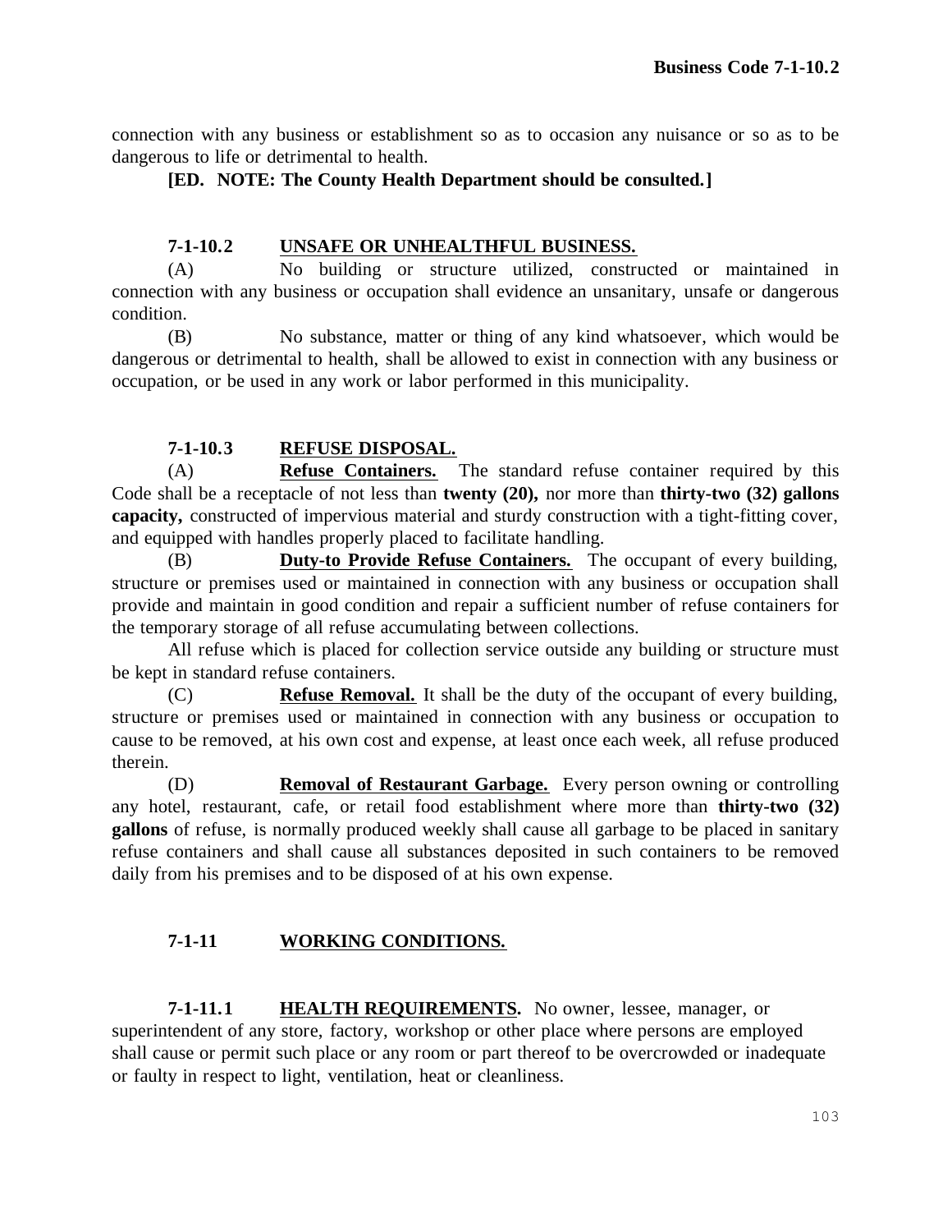connection with any business or establishment so as to occasion any nuisance or so as to be dangerous to life or detrimental to health.

**[ED. NOTE: The County Health Department should be consulted.]**

### 7-1-10.2 UNSAFE OR UNHEALTHFUL BUSINESS.

(A) No building or structure utilized, constructed or maintained in connection with any business or occupation shall evidence an unsanitary, unsafe or dangerous condition.

(B) No substance, matter or thing of any kind whatsoever, which would be dangerous or detrimental to health, shall be allowed to exist in connection with any business or occupation, or be used in any work or labor performed in this municipality.

### 7-1-10.3 REFUSE DISPOSAL.

(A) **Refuse Containers.** The standard refuse container required by this Code shall be a receptacle of not less than **twenty (20),** nor more than **thirty-two (32) gallons capacity,** constructed of impervious material and sturdy construction with a tight-fitting cover, and equipped with handles properly placed to facilitate handling.

(B) **Duty-to Provide Refuse Containers.** The occupant of every building, structure or premises used or maintained in connection with any business or occupation shall provide and maintain in good condition and repair a sufficient number of refuse containers for the temporary storage of all refuse accumulating between collections.

All refuse which is placed for collection service outside any building or structure must be kept in standard refuse containers.

(C) **Refuse Removal.** It shall be the duty of the occupant of every building, structure or premises used or maintained in connection with any business or occupation to cause to be removed, at his own cost and expense, at least once each week, all refuse produced therein.

(D) **Removal of Restaurant Garbage.** Every person owning or controlling any hotel, restaurant, cafe, or retail food establishment where more than **thirty-two (32) gallons** of refuse, is normally produced weekly shall cause all garbage to be placed in sanitary refuse containers and shall cause all substances deposited in such containers to be removed daily from his premises and to be disposed of at his own expense.

## 7-1-11 WORKING CONDITIONS.

### 7-1-11.1 HEALTH REQUIREMENTS.

No owner, lessee, manager, or superintendent of any store, factory, workshop or other place where persons are employed shall cause or permit such place or any room or part thereof to be overcrowded or inadequate or faulty in respect to light, ventilation, heat or cleanliness.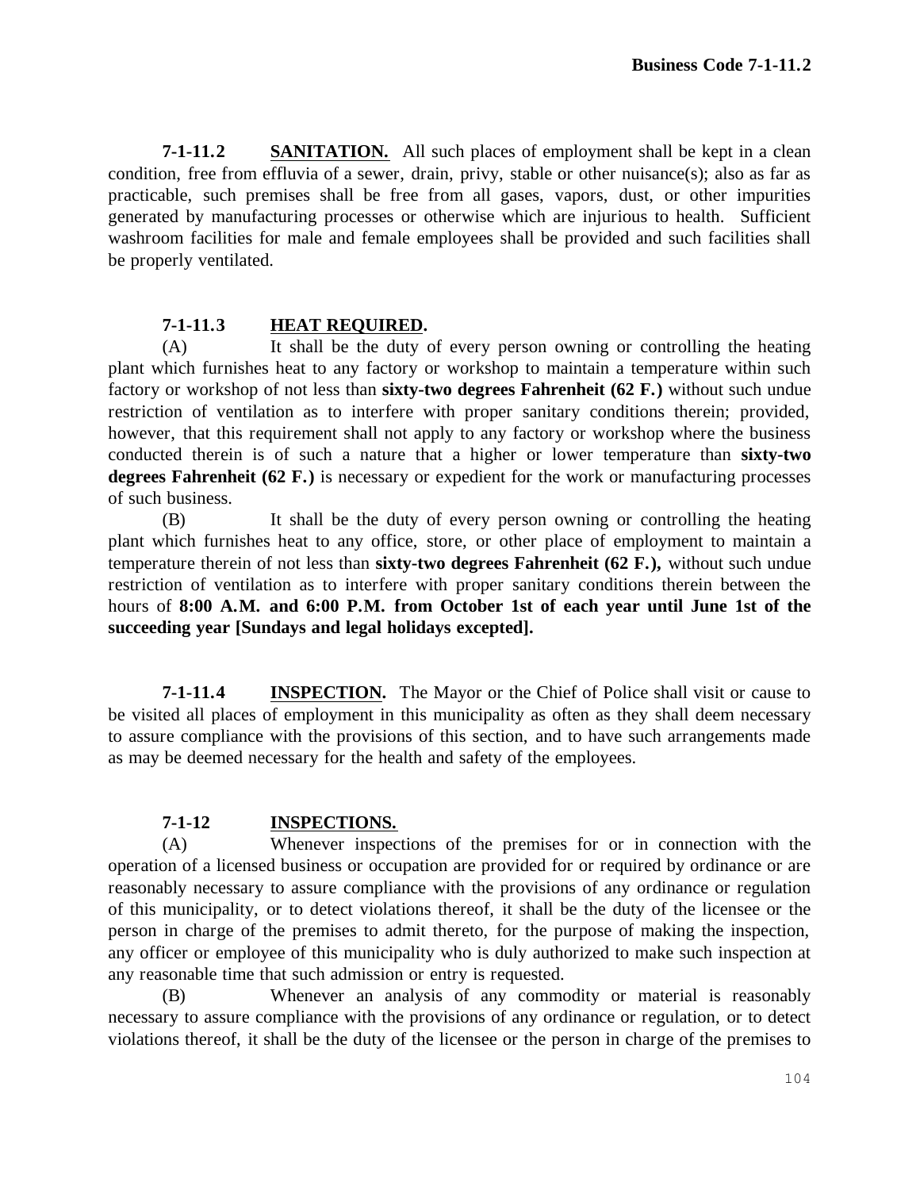**7-1-11.2 SANITATION.** All such places of employment shall be kept in a clean condition, free from effluvia of a sewer, drain, privy, stable or other nuisance(s); also as far as practicable, such premises shall be free from all gases, vapors, dust, or other impurities generated by manufacturing processes or otherwise which are injurious to health. Sufficient washroom facilities for male and female employees shall be provided and such facilities shall be properly ventilated.

**7-1-11.3 HEAT REQUIRED.**

(A) It shall be the duty of every person owning or controlling the heating plant which furnishes heat to any factory or workshop to maintain a temperature within such factory or workshop of not less than **sixty-two degrees Fahrenheit (62 F.)** without such undue restriction of ventilation as to interfere with proper sanitary conditions therein; provided, however, that this requirement shall not apply to any factory or workshop where the business conducted therein is of such a nature that a higher or lower temperature than **sixty-two degrees Fahrenheit (62 F.)** is necessary or expedient for the work or manufacturing processes of such business.

(B) It shall be the duty of every person owning or controlling the heating plant which furnishes heat to any office, store, or other place of employment to maintain a temperature therein of not less than **sixty-two degrees Fahrenheit (62 F.),** without such undue restriction of ventilation as to interfere with proper sanitary conditions therein between the hours of **8:00 A.M. and 6:00 P.M. from October 1st of each year until June 1st of the succeeding year [Sundays and legal holidays excepted].**

**7-1-11.4 INSPECTION.** The Mayor or the Chief of Police shall visit or cause to be visited all places of employment in this municipality as often as they shall deem necessary to assure compliance with the provisions of this section, and to have such arrangements made as may be deemed necessary for the health and safety of the employees.

**7-1-12 INSPECTIONS.**

(A) Whenever inspections of the premises for or in connection with the operation of a licensed business or occupation are provided for or required by ordinance or are reasonably necessary to assure compliance with the provisions of any ordinance or regulation of this municipality, or to detect violations thereof, it shall be the duty of the licensee or the person in charge of the premises to admit thereto, for the purpose of making the inspection, any officer or employee of this municipality who is duly authorized to make such inspection at any reasonable time that such admission or entry is requested.

(B) Whenever an analysis of any commodity or material is reasonably necessary to assure compliance with the provisions of any ordinance or regulation, or to detect violations thereof, it shall be the duty of the licensee or the person in charge of the premises to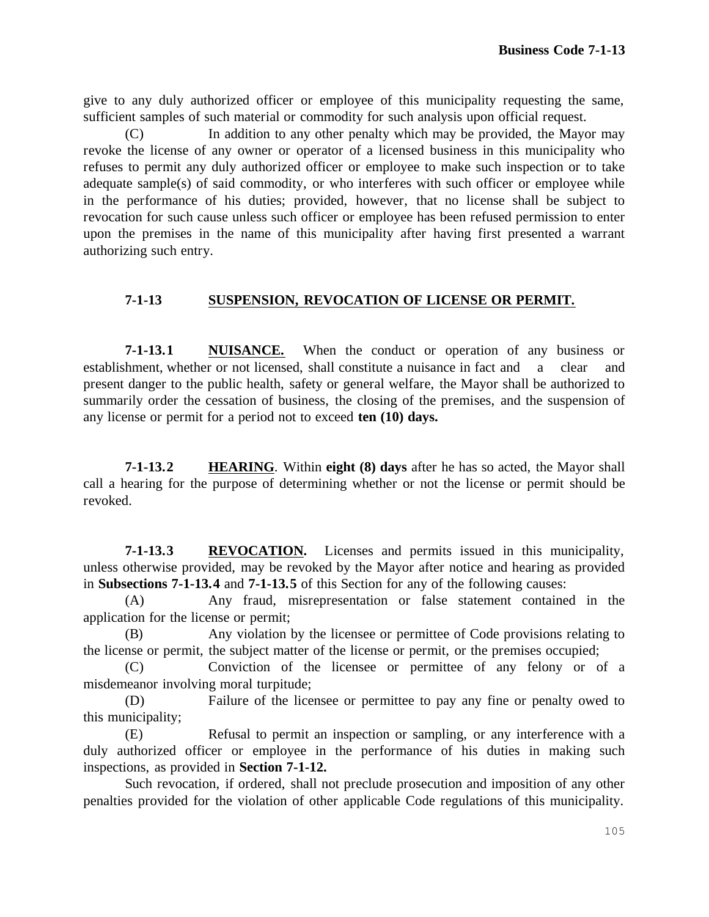give to any duly authorized officer or employee of this municipality requesting the same, sufficient samples of such material or commodity for such analysis upon official request.

(C) In addition to any other penalty which may be provided, the Mayor may revoke the license of any owner or operator of a licensed business in this municipality who refuses to permit any duly authorized officer or employee to make such inspection or to take adequate sample(s) of said commodity, or who interferes with such officer or employee while in the performance of his duties; provided, however, that no license shall be subject to revocation for such cause unless such officer or employee has been refused permission to enter upon the premises in the name of this municipality after having first presented a warrant authorizing such entry.

## 7-1-13 SUSPENSION, REVOCATION OF LICENSE OR PERMIT.

**7-1-13.1 NUISANCE.** When the conduct or operation of any business or establishment, whether or not licensed, shall constitute a nuisance in fact and a clear and present danger to the public health, safety or general welfare, the Mayor shall be authorized to summarily order the cessation of business, the closing of the premises, and the suspension of any license or permit for a period not to exceed **ten (10) days.**

**7-1-13.2 HEARING**. Within **eight (8) days** after he has so acted, the Mayor shall call a hearing for the purpose of determining whether or not the license or permit should be revoked.

**7-1-13.3 REVOCATION.** Licenses and permits issued in this municipality, unless otherwise provided, may be revoked by the Mayor after notice and hearing as provided in **Subsections 7-1-13.4** and **7-1-13.5** of this Section for any of the following causes:

(A) Any fraud, misrepresentation or false statement contained in the application for the license or permit;

(B) Any violation by the licensee or permittee of Code provisions relating to the license or permit, the subject matter of the license or permit, or the premises occupied;

(C) Conviction of the licensee or permittee of any felony or of a misdemeanor involving moral turpitude;

(D) Failure of the licensee or permittee to pay any fine or penalty owed to this municipality;

(E) Refusal to permit an inspection or sampling, or any interference with a duly authorized officer or employee in the performance of his duties in making such inspections, as provided in **Section 7-1-12.**

Such revocation, if ordered, shall not preclude prosecution and imposition of any other penalties provided for the violation of other applicable Code regulations of this municipality.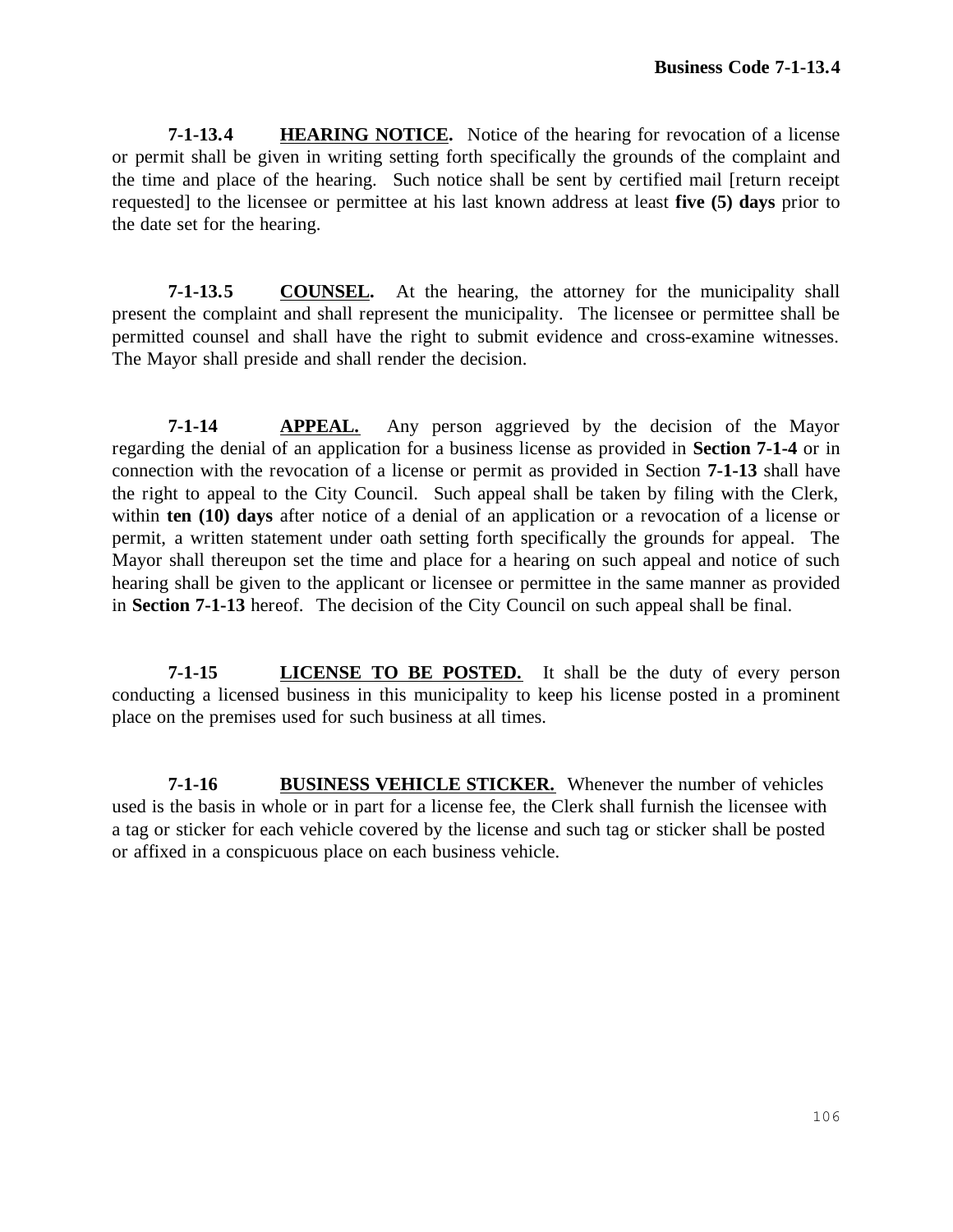**7-1-13.4 HEARING NOTICE.** Notice of the hearing for revocation of a license or permit shall be given in writing setting forth specifically the grounds of the complaint and the time and place of the hearing. Such notice shall be sent by certified mail [return receipt requested] to the licensee or permittee at his last known address at least **five (5) days** prior to the date set for the hearing.

**7-1-13.5 COUNSEL.** At the hearing, the attorney for the municipality shall present the complaint and shall represent the municipality. The licensee or permittee shall be permitted counsel and shall have the right to submit evidence and cross-examine witnesses. The Mayor shall preside and shall render the decision.

**7-1-14 APPEAL.** Any person aggrieved by the decision of the Mayor regarding the denial of an application for a business license as provided in **Section 7-1-4** or in connection with the revocation of a license or permit as provided in Section **7-1-13** shall have the right to appeal to the City Council. Such appeal shall be taken by filing with the Clerk, within **ten (10) days** after notice of a denial of an application or a revocation of a license or permit, a written statement under oath setting forth specifically the grounds for appeal. The Mayor shall thereupon set the time and place for a hearing on such appeal and notice of such hearing shall be given to the applicant or licensee or permittee in the same manner as provided in **Section 7-1-13** hereof. The decision of the City Council on such appeal shall be final.

**7-1-15 LICENSE TO BE POSTED.** It shall be the duty of every person conducting a licensed business in this municipality to keep his license posted in a prominent place on the premises used for such business at all times.

**7-1-16 BUSINESS VEHICLE STICKER.** Whenever the number of vehicles used is the basis in whole or in part for a license fee, the Clerk shall furnish the licensee with a tag or sticker for each vehicle covered by the license and such tag or sticker shall be posted or affixed in a conspicuous place on each business vehicle.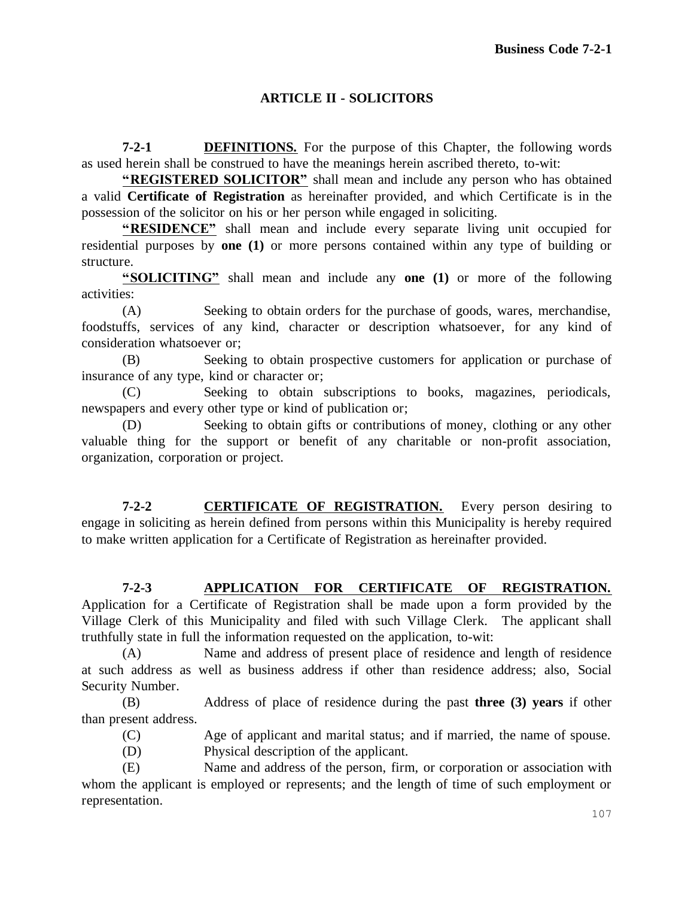## ARTICLE II - SOLICITORS

**7-2-1 DEFINITIONS.** For the purpose of this Chapter, the following words as used herein shall be construed to have the meanings herein ascribed thereto, to-wit:

**"REGISTERED SOLICITOR"** shall mean and include any person who has obtained a valid **Certificate of Registration** as hereinafter provided, and which Certificate is in the possession of the solicitor on his or her person while engaged in soliciting.

**"RESIDENCE"** shall mean and include every separate living unit occupied for residential purposes by **one (1)** or more persons contained within any type of building or structure.

**"SOLICITING"** shall mean and include any **one (1)** or more of the following activities:

(A) Seeking to obtain orders for the purchase of goods, wares, merchandise, foodstuffs, services of any kind, character or description whatsoever, for any kind of consideration whatsoever or;

(B) Seeking to obtain prospective customers for application or purchase of insurance of any type, kind or character or;

(C) Seeking to obtain subscriptions to books, magazines, periodicals, newspapers and every other type or kind of publication or;

(D) Seeking to obtain gifts or contributions of money, clothing or any other valuable thing for the support or benefit of any charitable or non-profit association, organization, corporation or project.

**7-2-2 CERTIFICATE OF REGISTRATION.** Every person desiring to engage in soliciting as herein defined from persons within this Municipality is hereby required to make written application for a Certificate of Registration as hereinafter provided.

**7-2-3 APPLICATION FOR CERTIFICATE OF REGISTRATION.** Application for a Certificate of Registration shall be made upon a form provided by the Village Clerk of this Municipality and filed with such Village Clerk. The applicant shall truthfully state in full the information requested on the application, to-wit:

(A) Name and address of present place of residence and length of residence at such address as well as business address if other than residence address; also, Social Security Number.

(B) Address of place of residence during the past **three (3) years** if other than present address.

(C) Age of applicant and marital status; and if married, the name of spouse.

(D) Physical description of the applicant.

(E) Name and address of the person, firm, or corporation or association with whom the applicant is employed or represents; and the length of time of such employment or representation.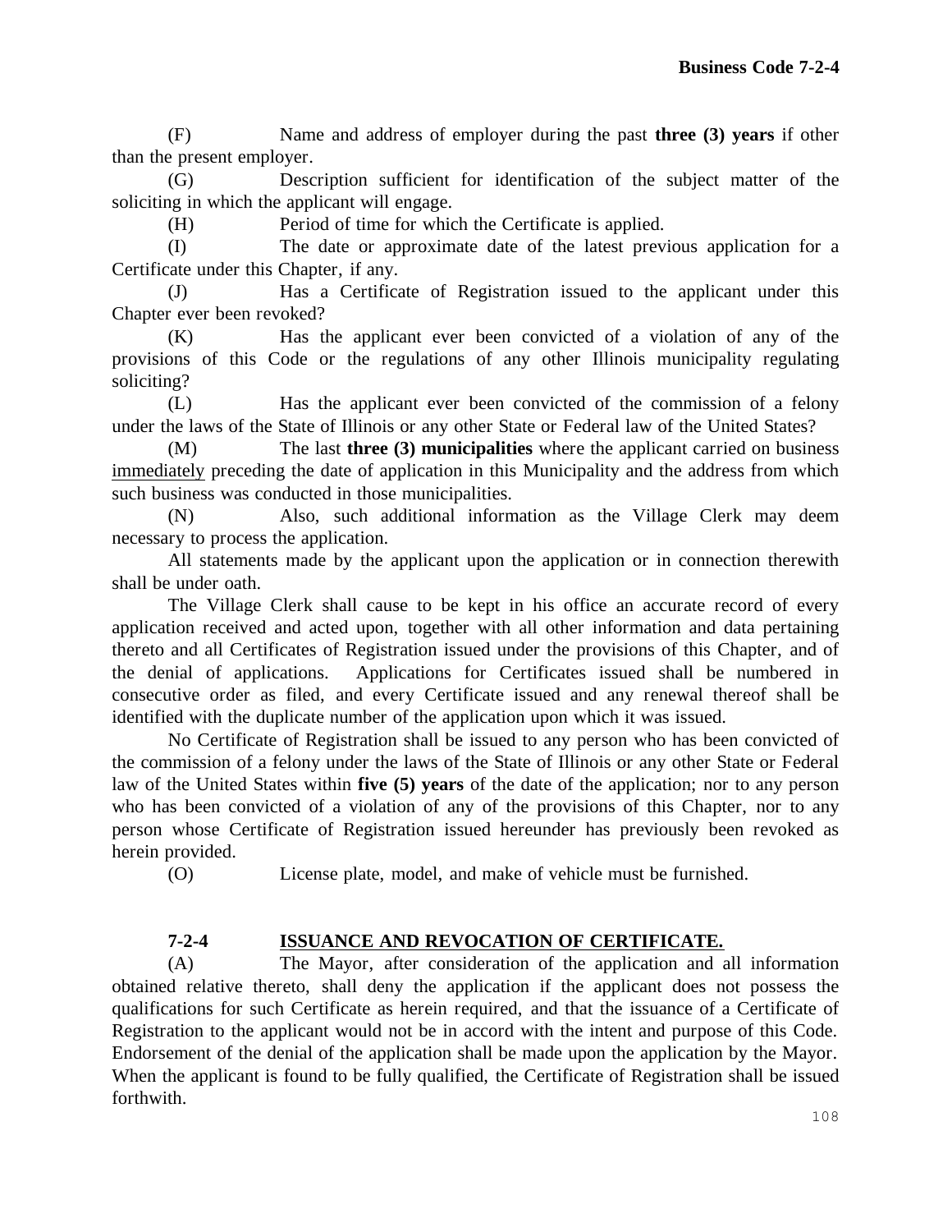(F) Name and address of employer during the past **three (3) years** if other than the present employer.

(G) Description sufficient for identification of the subject matter of the soliciting in which the applicant will engage.

(H) Period of time for which the Certificate is applied.

(I) The date or approximate date of the latest previous application for a Certificate under this Chapter, if any.

(J) Has a Certificate of Registration issued to the applicant under this Chapter ever been revoked?

(K) Has the applicant ever been convicted of a violation of any of the provisions of this Code or the regulations of any other Illinois municipality regulating soliciting?

(L) Has the applicant ever been convicted of the commission of a felony under the laws of the State of Illinois or any other State or Federal law of the United States?

(M) The last **three (3) municipalities** where the applicant carried on business immediately preceding the date of application in this Municipality and the address from which such business was conducted in those municipalities.

(N) Also, such additional information as the Village Clerk may deem necessary to process the application.

All statements made by the applicant upon the application or in connection therewith shall be under oath.

The Village Clerk shall cause to be kept in his office an accurate record of every application received and acted upon, together with all other information and data pertaining thereto and all Certificates of Registration issued under the provisions of this Chapter, and of the denial of applications. Applications for Certificates issued shall be numbered in consecutive order as filed, and every Certificate issued and any renewal thereof shall be identified with the duplicate number of the application upon which it was issued.

No Certificate of Registration shall be issued to any person who has been convicted of the commission of a felony under the laws of the State of Illinois or any other State or Federal law of the United States within **five (5) years** of the date of the application; nor to any person who has been convicted of a violation of any of the provisions of this Chapter, nor to any person whose Certificate of Registration issued hereunder has previously been revoked as herein provided.

(O) License plate, model, and make of vehicle must be furnished.

## 7-2-4 ISSUANCE AND REVOCATION OF CERTIFICATE.

(A) The Mayor, after consideration of the application and all information obtained relative thereto, shall deny the application if the applicant does not possess the qualifications for such Certificate as herein required, and that the issuance of a Certificate of Registration to the applicant would not be in accord with the intent and purpose of this Code. Endorsement of the denial of the application shall be made upon the application by the Mayor. When the applicant is found to be fully qualified, the Certificate of Registration shall be issued forthwith.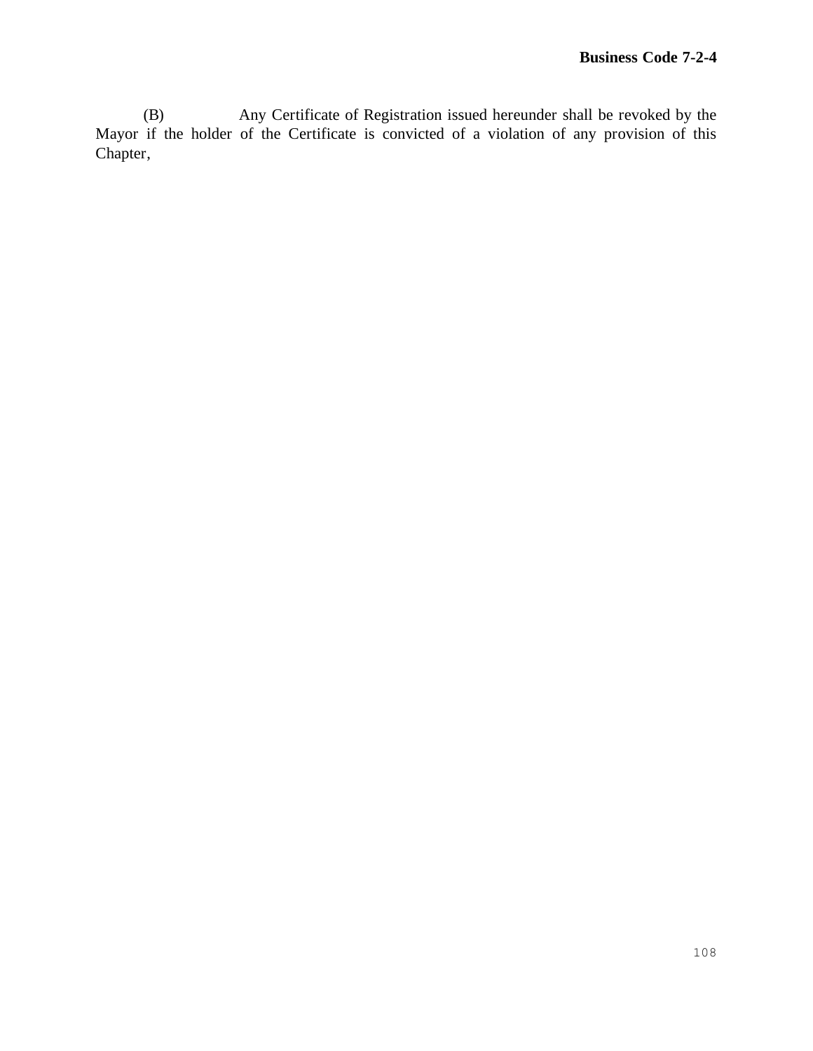(B) Any Certificate of Registration issued hereunder shall be revoked by the Mayor if the holder of the Certificate is convicted of a violation of any provision of this Chapter,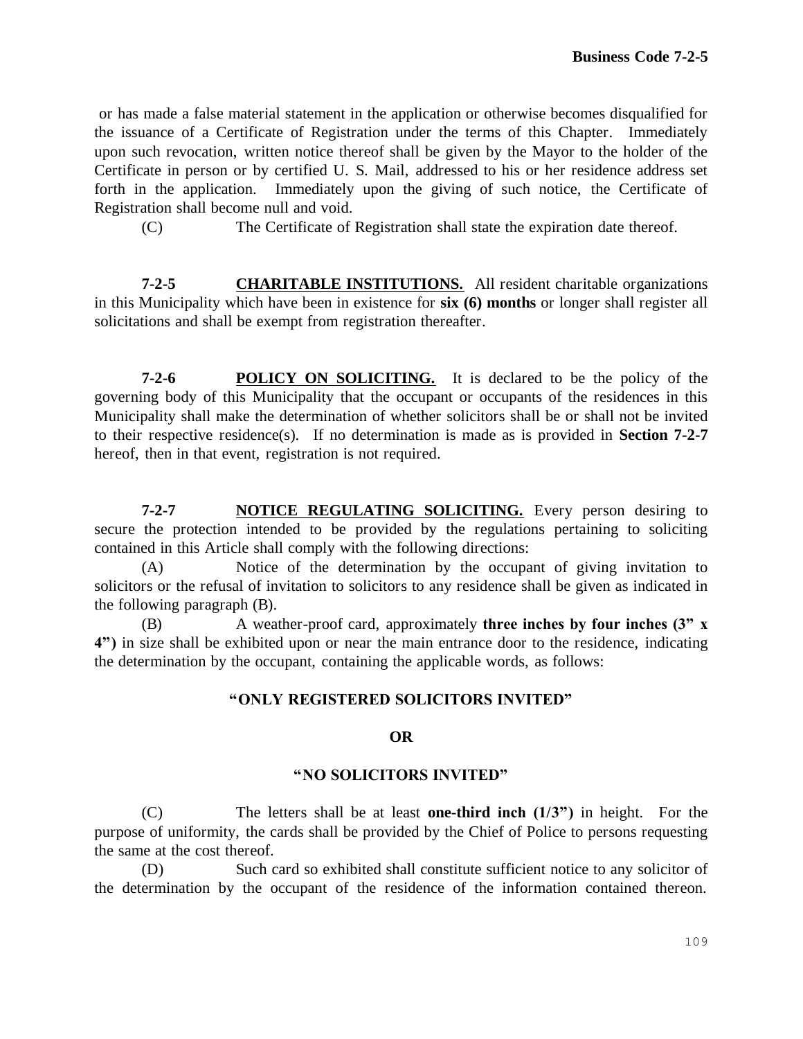or has made a false material statement in the application or otherwise becomes disqualified for the issuance of a Certificate of Registration under the terms of this Chapter. Immediately upon such revocation, written notice thereof shall be given by the Mayor to the holder of the Certificate in person or by certified U. S. Mail, addressed to his or her residence address set forth in the application. Immediately upon the giving of such notice, the Certificate of Registration shall become null and void.

(C) The Certificate of Registration shall state the expiration date thereof.

**7-2-5 CHARITABLE INSTITUTIONS.** All resident charitable organizations in this Municipality which have been in existence for **six (6) months** or longer shall register all solicitations and shall be exempt from registration thereafter.

**7-2-6 POLICY ON SOLICITING.** It is declared to be the policy of the governing body of this Municipality that the occupant or occupants of the residences in this Municipality shall make the determination of whether solicitors shall be or shall not be invited to their respective residence(s). If no determination is made as is provided in **Section 7-2-7** hereof, then in that event, registration is not required.

**7-2-7 NOTICE REGULATING SOLICITING.** Every person desiring to secure the protection intended to be provided by the regulations pertaining to soliciting contained in this Article shall comply with the following directions:

(A) Notice of the determination by the occupant of giving invitation to solicitors or the refusal of invitation to solicitors to any residence shall be given as indicated in the following paragraph (B).

(B) A weather-proof card, approximately **three inches by four inches (3" x 4")** in size shall be exhibited upon or near the main entrance door to the residence, indicating the determination by the occupant, containing the applicable words, as follows:

**"ONLY REGISTERED SOLICITORS INVITED"**

**OR**

**"NO SOLICITORS INVITED"**

(C) The letters shall be at least **one-third inch (1/3")** in height. For the purpose of uniformity, the cards shall be provided by the Chief of Police to persons requesting the same at the cost thereof.

(D) Such card so exhibited shall constitute sufficient notice to any solicitor of the determination by the occupant of the residence of the information contained thereon.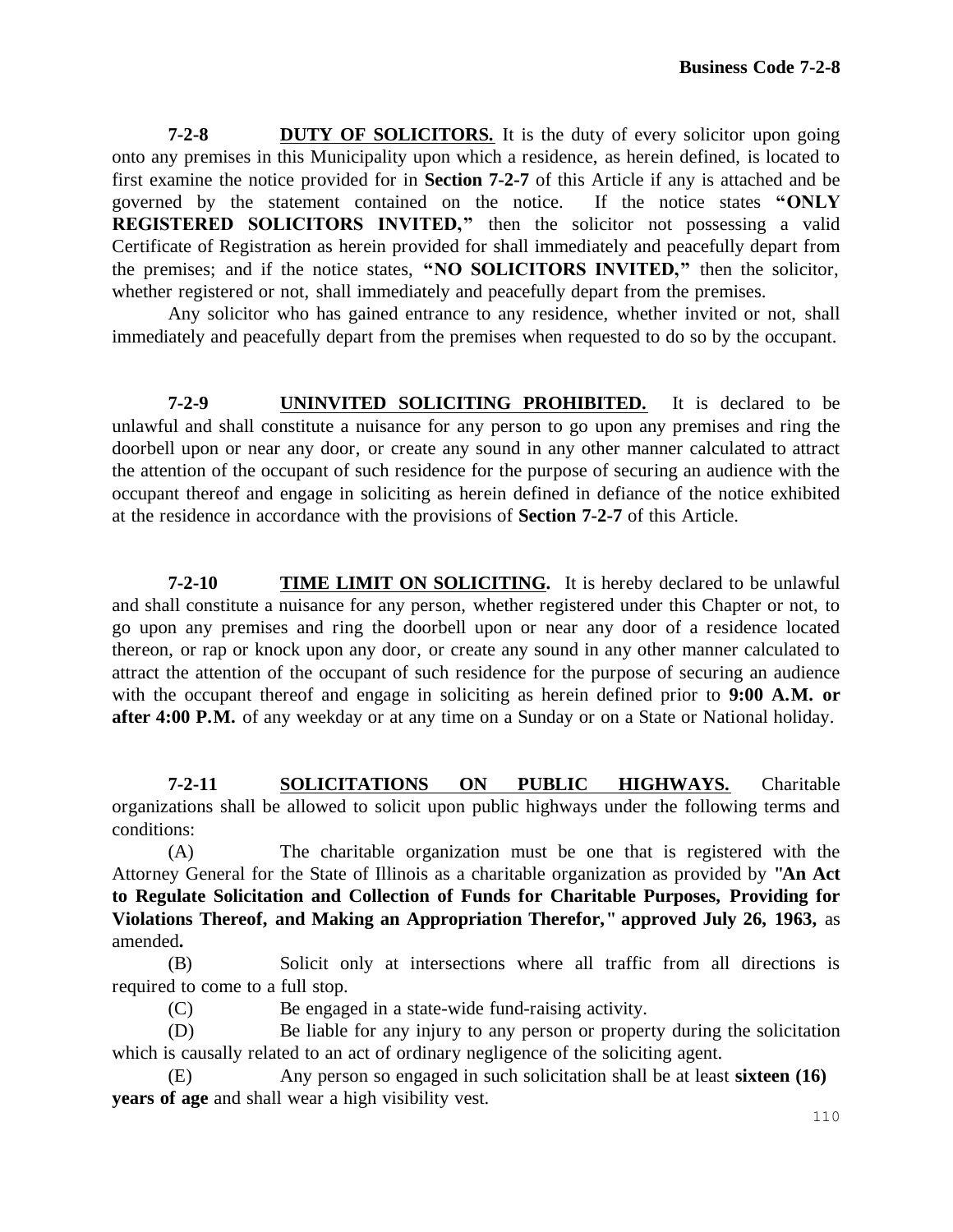**7-2-8 DUTY OF SOLICITORS.** It is the duty of every solicitor upon going onto any premises in this Municipality upon which a residence, as herein defined, is located to first examine the notice provided for in **Section 7-2-7** of this Article if any is attached and be governed by the statement contained on the notice. If the notice states **"ONLY REGISTERED SOLICITORS INVITED,"** then the solicitor not possessing a valid Certificate of Registration as herein provided for shall immediately and peacefully depart from the premises; and if the notice states, **"NO SOLICITORS INVITED,"** then the solicitor, whether registered or not, shall immediately and peacefully depart from the premises.

Any solicitor who has gained entrance to any residence, whether invited or not, shall immediately and peacefully depart from the premises when requested to do so by the occupant.

**7-2-9 UNINVITED SOLICITING PROHIBITED.** It is declared to be unlawful and shall constitute a nuisance for any person to go upon any premises and ring the doorbell upon or near any door, or create any sound in any other manner calculated to attract the attention of the occupant of such residence for the purpose of securing an audience with the occupant thereof and engage in soliciting as herein defined in defiance of the notice exhibited at the residence in accordance with the provisions of **Section 7-2-7** of this Article.

**7-2-10 TIME LIMIT ON SOLICITING.** It is hereby declared to be unlawful and shall constitute a nuisance for any person, whether registered under this Chapter or not, to go upon any premises and ring the doorbell upon or near any door of a residence located thereon, or rap or knock upon any door, or create any sound in any other manner calculated to attract the attention of the occupant of such residence for the purpose of securing an audience with the occupant thereof and engage in soliciting as herein defined prior to **9:00 A.M. or after 4:00 P.M.** of any weekday or at any time on a Sunday or on a State or National holiday.

**7-2-11 SOLICITATIONS ON PUBLIC HIGHWAYS.** Charitable organizations shall be allowed to solicit upon public highways under the following terms and conditions:

(A) The charitable organization must be one that is registered with the Attorney General for the State of Illinois as a charitable organization as provided by **"An Act to Regulate Solicitation and Collection of Funds for Charitable Purposes, Providing for Violations Thereof, and Making an Appropriation Therefor," approved July 26, 1963,** as amended**.**

(B) Solicit only at intersections where all traffic from all directions is required to come to a full stop.

(C) Be engaged in a state-wide fund-raising activity.

(D) Be liable for any injury to any person or property during the solicitation which is causally related to an act of ordinary negligence of the soliciting agent.

(E) Any person so engaged in such solicitation shall be at least **sixteen (16) years of age** and shall wear a high visibility vest.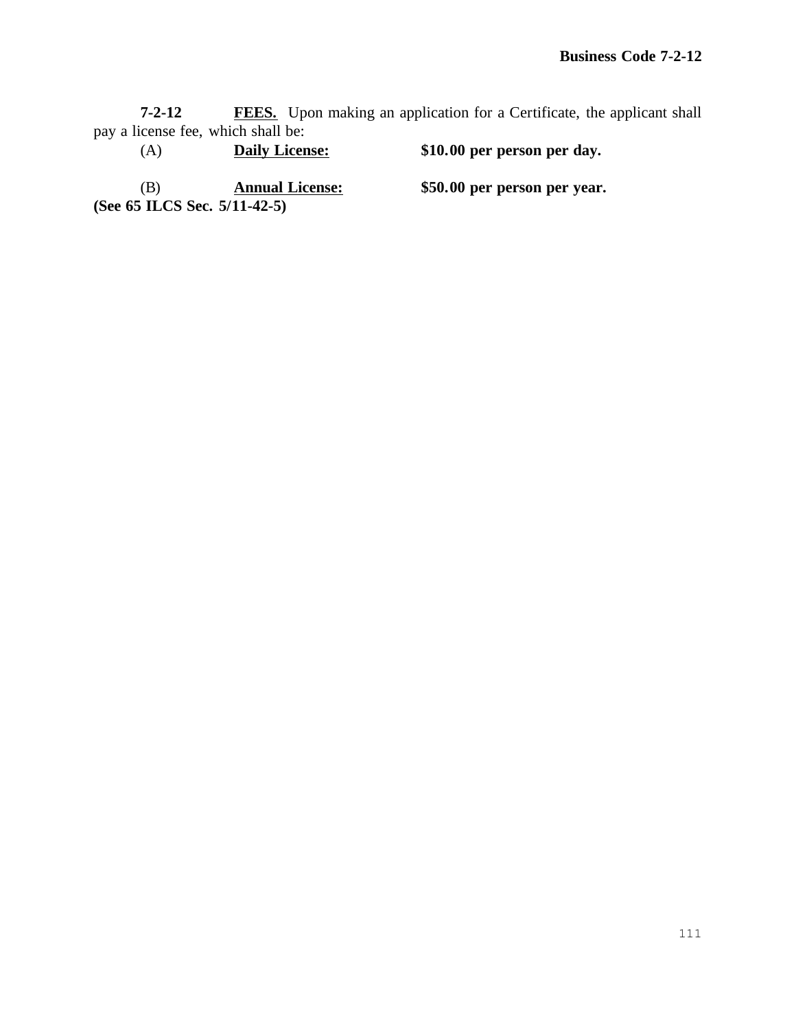**7-2-12 FEES.** Upon making an application for a Certificate, the applicant shall pay a license fee, which shall be:

(A) **Daily License:** **$10.00 per person per day.**

(B) **Annual License:** **$50.00 per person per year.**

**(See 65 ILCS Sec. 5/11-42-5)**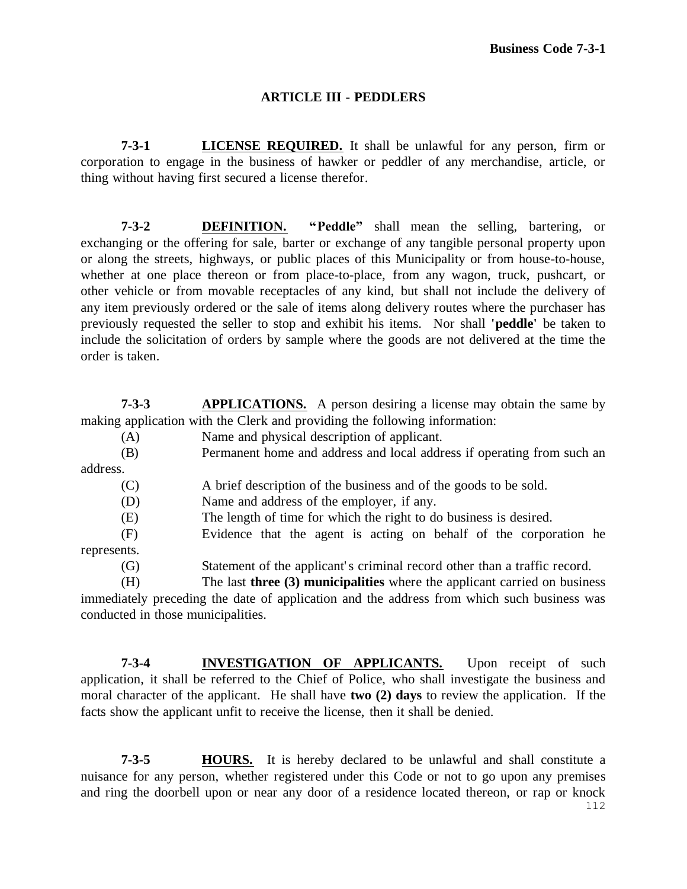## ARTICLE III - PEDDLERS

**7-3-1** **LICENSE REQUIRED.** It shall be unlawful for any person, firm or corporation to engage in the business of hawker or peddler of any merchandise, article, or thing without having first secured a license therefor.

**7-3-2** **DEFINITION.** **"Peddle"** shall mean the selling, bartering, or exchanging or the offering for sale, barter or exchange of any tangible personal property upon or along the streets, highways, or public places of this Municipality or from house-to-house, whether at one place thereon or from place-to-place, from any wagon, truck, pushcart, or other vehicle or from movable receptacles of any kind, but shall not include the delivery of any item previously ordered or the sale of items along delivery routes where the purchaser has previously requested the seller to stop and exhibit his items. Nor shall **'peddle'** be taken to include the solicitation of orders by sample where the goods are not delivered at the time the order is taken.

**7-3-3** **APPLICATIONS.** A person desiring a license may obtain the same by making application with the Clerk and providing the following information:

(A) Name and physical description of applicant.

(B) Permanent home and address and local address if operating from such an address.

(C) A brief description of the business and of the goods to be sold.

(D) Name and address of the employer, if any.

(E) The length of time for which the right to do business is desired.

(F) Evidence that the agent is acting on behalf of the corporation he represents.

(G) Statement of the applicant's criminal record other than a traffic record.

(H) The last **three (3) municipalities** where the applicant carried on business immediately preceding the date of application and the address from which such business was conducted in those municipalities.

**7-3-4** **INVESTIGATION OF APPLICANTS.** Upon receipt of such application, it shall be referred to the Chief of Police, who shall investigate the business and moral character of the applicant. He shall have **two (2) days** to review the application. If the facts show the applicant unfit to receive the license, then it shall be denied.

**7-3-5** **HOURS.** It is hereby declared to be unlawful and shall constitute a nuisance for any person, whether registered under this Code or not to go upon any premises and ring the doorbell upon or near any door of a residence located thereon, or rap or knock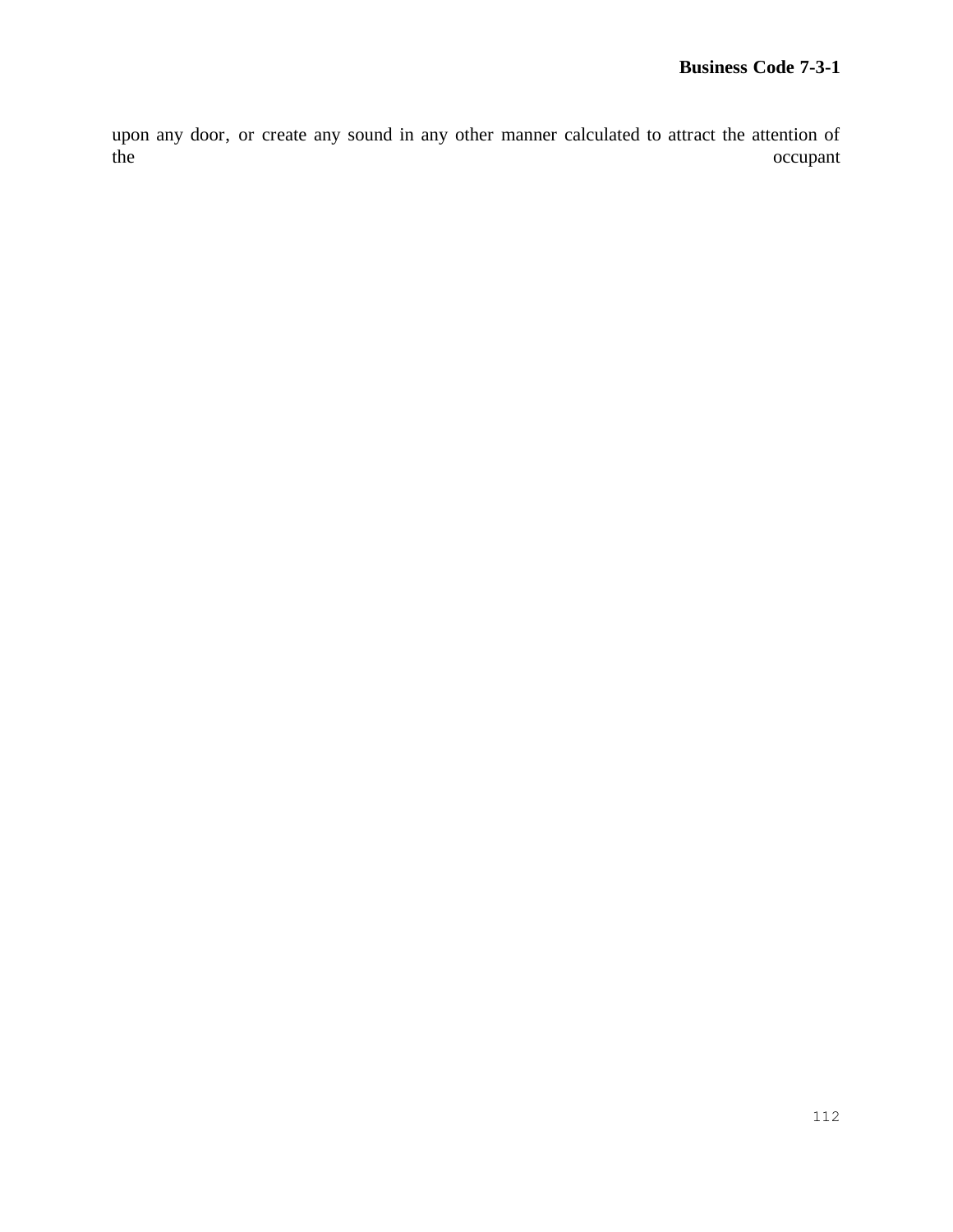upon any door, or create any sound in any other manner calculated to attract the attention of the occupant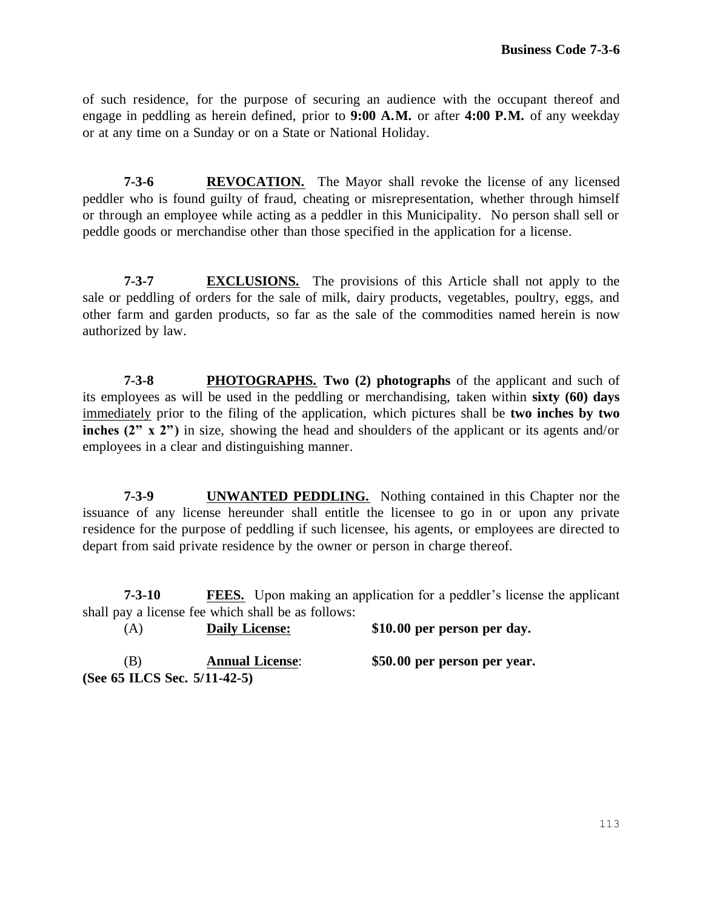of such residence, for the purpose of securing an audience with the occupant thereof and engage in peddling as herein defined, prior to **9:00 A.M.** or after **4:00 P.M.** of any weekday or at any time on a Sunday or on a State or National Holiday.

**7-3-6 REVOCATION.** The Mayor shall revoke the license of any licensed peddler who is found guilty of fraud, cheating or misrepresentation, whether through himself or through an employee while acting as a peddler in this Municipality. No person shall sell or peddle goods or merchandise other than those specified in the application for a license.

**7-3-7 EXCLUSIONS.** The provisions of this Article shall not apply to the sale or peddling of orders for the sale of milk, dairy products, vegetables, poultry, eggs, and other farm and garden products, so far as the sale of the commodities named herein is now authorized by law.

**7-3-8 PHOTOGRAPHS.** **Two (2) photographs** of the applicant and such of its employees as will be used in the peddling or merchandising, taken within **sixty (60) days** immediately prior to the filing of the application, which pictures shall be **two inches by two inches (2" x 2")** in size, showing the head and shoulders of the applicant or its agents and/or employees in a clear and distinguishing manner.

**7-3-9 UNWANTED PEDDLING.** Nothing contained in this Chapter nor the issuance of any license hereunder shall entitle the licensee to go in or upon any private residence for the purpose of peddling if such licensee, his agents, or employees are directed to depart from said private residence by the owner or person in charge thereof.

**7-3-10 FEES.** Upon making an application for a peddler's license the applicant shall pay a license fee which shall be as follows:

(A) **Daily License:** **$10.00 per person per day.**

(B) **Annual License**: **$50.00 per person per year.**

**(See 65 ILCS Sec. 5/11-42-5)**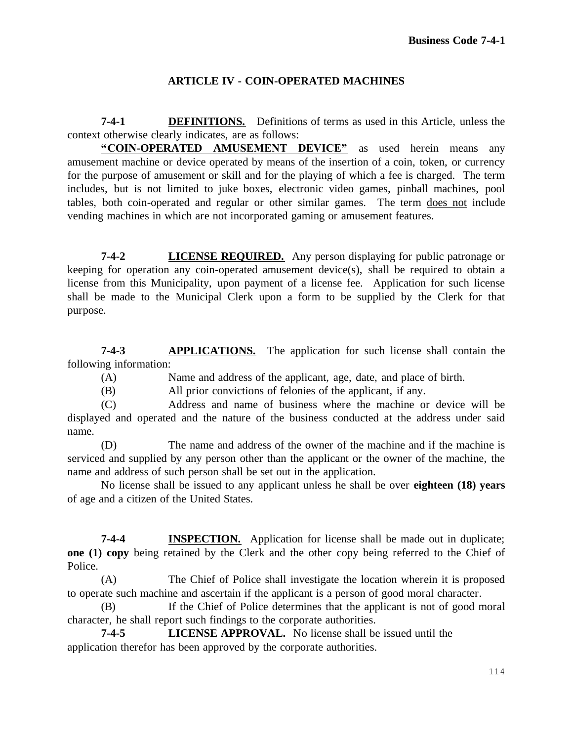## ARTICLE IV - COIN-OPERATED MACHINES

**7-4-1** **DEFINITIONS.** Definitions of terms as used in this Article, unless the context otherwise clearly indicates, are as follows:

**"COIN-OPERATED AMUSEMENT DEVICE"** as used herein means any amusement machine or device operated by means of the insertion of a coin, token, or currency for the purpose of amusement or skill and for the playing of which a fee is charged. The term includes, but is not limited to juke boxes, electronic video games, pinball machines, pool tables, both coin-operated and regular or other similar games. The term does not include vending machines in which are not incorporated gaming or amusement features.

**7-4-2** **LICENSE REQUIRED.** Any person displaying for public patronage or keeping for operation any coin-operated amusement device(s), shall be required to obtain a license from this Municipality, upon payment of a license fee. Application for such license shall be made to the Municipal Clerk upon a form to be supplied by the Clerk for that purpose.

**7-4-3** **APPLICATIONS.** The application for such license shall contain the following information:

(A) Name and address of the applicant, age, date, and place of birth.

(B) All prior convictions of felonies of the applicant, if any.

(C) Address and name of business where the machine or device will be displayed and operated and the nature of the business conducted at the address under said name.

(D) The name and address of the owner of the machine and if the machine is serviced and supplied by any person other than the applicant or the owner of the machine, the name and address of such person shall be set out in the application.

No license shall be issued to any applicant unless he shall be over **eighteen (18) years** of age and a citizen of the United States.

**7-4-4** **INSPECTION.** Application for license shall be made out in duplicate; **one (1) copy** being retained by the Clerk and the other copy being referred to the Chief of Police.

(A) The Chief of Police shall investigate the location wherein it is proposed to operate such machine and ascertain if the applicant is a person of good moral character.

(B) If the Chief of Police determines that the applicant is not of good moral character, he shall report such findings to the corporate authorities.

**7-4-5** **LICENSE APPROVAL.** No license shall be issued until the application therefor has been approved by the corporate authorities.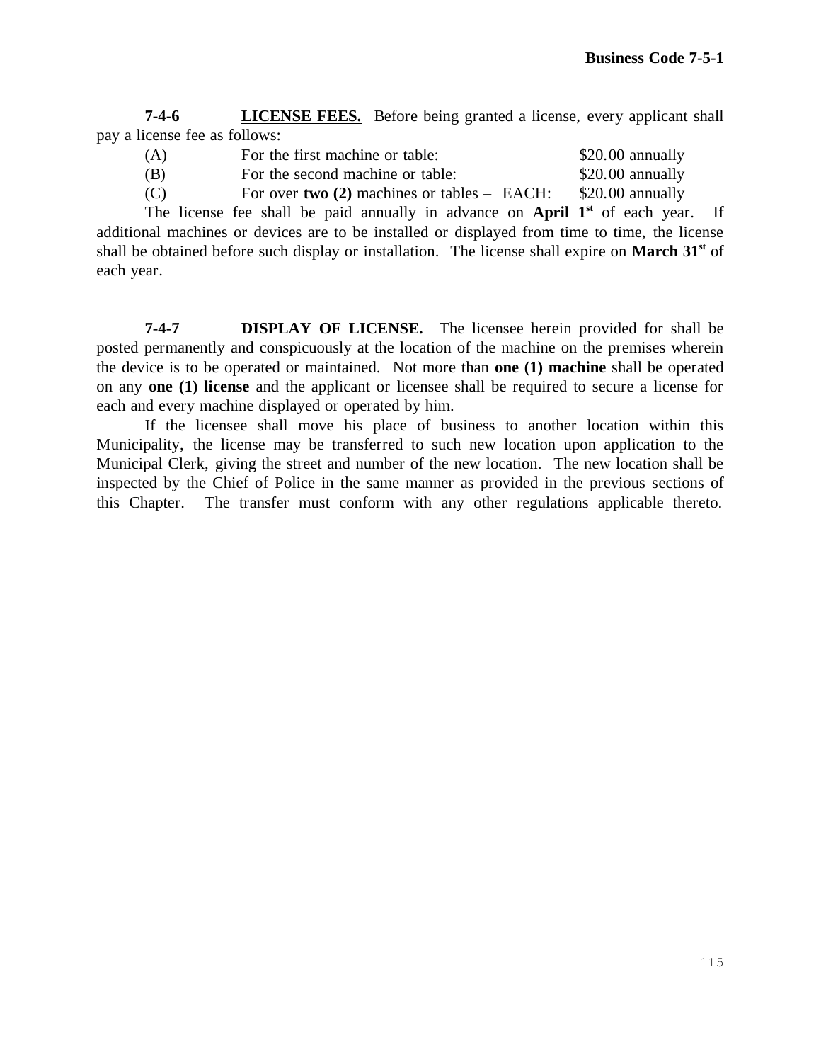**7-4-6** **LICENSE FEES.** Before being granted a license, every applicant shall pay a license fee as follows:

| | | |
|---|---|---|
| (A) | For the first machine or table: | $20.00 annually |
| (B) | For the second machine or table: | $20.00 annually |
| (C) | For over **two (2)** machines or tables – EACH: | $20.00 annually |

The license fee shall be paid annually in advance on **April 1st** of each year. If additional machines or devices are to be installed or displayed from time to time, the license shall be obtained before such display or installation. The license shall expire on **March 31st** of each year.

**7-4-7** **DISPLAY OF LICENSE.** The licensee herein provided for shall be posted permanently and conspicuously at the location of the machine on the premises wherein the device is to be operated or maintained. Not more than **one (1) machine** shall be operated on any **one (1) license** and the applicant or licensee shall be required to secure a license for each and every machine displayed or operated by him.

If the licensee shall move his place of business to another location within this Municipality, the license may be transferred to such new location upon application to the Municipal Clerk, giving the street and number of the new location. The new location shall be inspected by the Chief of Police in the same manner as provided in the previous sections of this Chapter. The transfer must conform with any other regulations applicable thereto.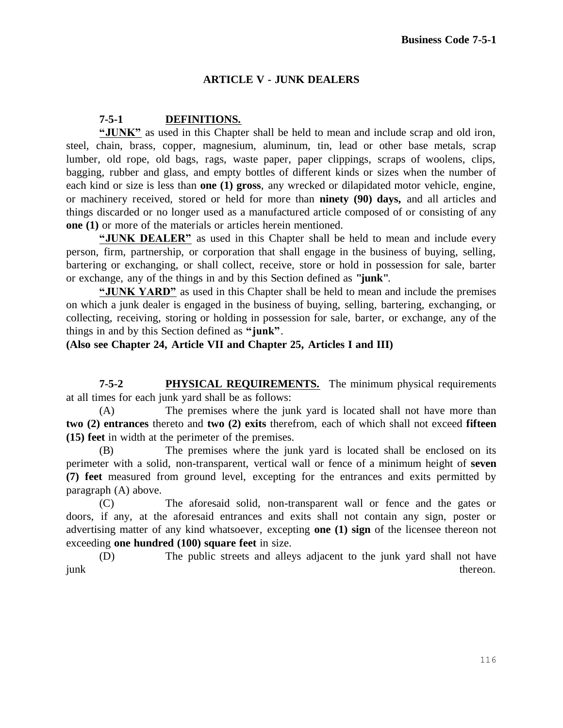## ARTICLE V - JUNK DEALERS

**7-5-1 DEFINITIONS.**

**"JUNK"** as used in this Chapter shall be held to mean and include scrap and old iron, steel, chain, brass, copper, magnesium, aluminum, tin, lead or other base metals, scrap lumber, old rope, old bags, rags, waste paper, paper clippings, scraps of woolens, clips, bagging, rubber and glass, and empty bottles of different kinds or sizes when the number of each kind or size is less than **one (1) gross**, any wrecked or dilapidated motor vehicle, engine, or machinery received, stored or held for more than **ninety (90) days,** and all articles and things discarded or no longer used as a manufactured article composed of or consisting of any **one (1)** or more of the materials or articles herein mentioned.

**"JUNK DEALER"** as used in this Chapter shall be held to mean and include every person, firm, partnership, or corporation that shall engage in the business of buying, selling, bartering or exchanging, or shall collect, receive, store or hold in possession for sale, barter or exchange, any of the things in and by this Section defined as **"junk"**.

**"JUNK YARD"** as used in this Chapter shall be held to mean and include the premises on which a junk dealer is engaged in the business of buying, selling, bartering, exchanging, or collecting, receiving, storing or holding in possession for sale, barter, or exchange, any of the things in and by this Section defined as **"junk"**.

**(Also see Chapter 24, Article VII and Chapter 25, Articles I and III)**

**7-5-2 PHYSICAL REQUIREMENTS.** The minimum physical requirements at all times for each junk yard shall be as follows:

(A) The premises where the junk yard is located shall not have more than **two (2) entrances** thereto and **two (2) exits** therefrom, each of which shall not exceed **fifteen (15) feet** in width at the perimeter of the premises.

(B) The premises where the junk yard is located shall be enclosed on its perimeter with a solid, non-transparent, vertical wall or fence of a minimum height of **seven (7) feet** measured from ground level, excepting for the entrances and exits permitted by paragraph (A) above.

(C) The aforesaid solid, non-transparent wall or fence and the gates or doors, if any, at the aforesaid entrances and exits shall not contain any sign, poster or advertising matter of any kind whatsoever, excepting **one (1) sign** of the licensee thereon not exceeding **one hundred (100) square feet** in size.

(D) The public streets and alleys adjacent to the junk yard shall not have junk thereon.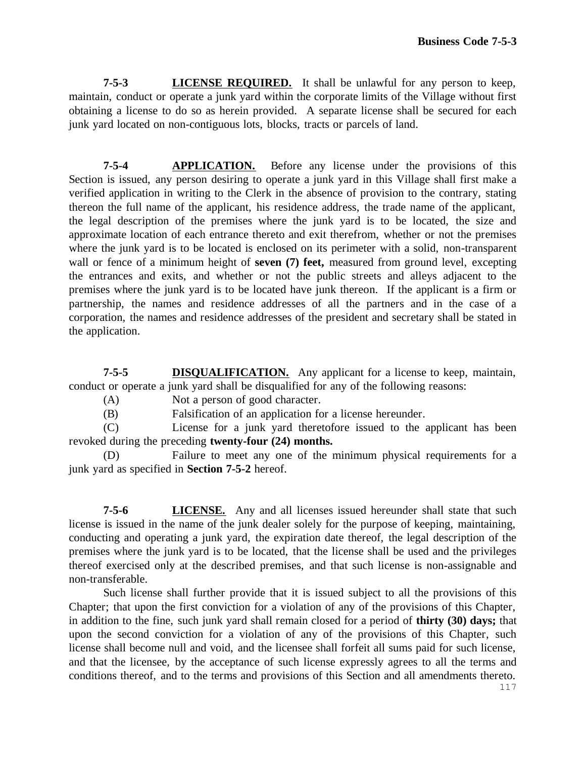**7-5-3** **LICENSE REQUIRED.** It shall be unlawful for any person to keep, maintain, conduct or operate a junk yard within the corporate limits of the Village without first obtaining a license to do so as herein provided. A separate license shall be secured for each junk yard located on non-contiguous lots, blocks, tracts or parcels of land.

**7-5-4** **APPLICATION.** Before any license under the provisions of this Section is issued, any person desiring to operate a junk yard in this Village shall first make a verified application in writing to the Clerk in the absence of provision to the contrary, stating thereon the full name of the applicant, his residence address, the trade name of the applicant, the legal description of the premises where the junk yard is to be located, the size and approximate location of each entrance thereto and exit therefrom, whether or not the premises where the junk yard is to be located is enclosed on its perimeter with a solid, non-transparent wall or fence of a minimum height of **seven (7) feet,** measured from ground level, excepting the entrances and exits, and whether or not the public streets and alleys adjacent to the premises where the junk yard is to be located have junk thereon. If the applicant is a firm or partnership, the names and residence addresses of all the partners and in the case of a corporation, the names and residence addresses of the president and secretary shall be stated in the application.

**7-5-5** **DISQUALIFICATION.** Any applicant for a license to keep, maintain, conduct or operate a junk yard shall be disqualified for any of the following reasons:

(A) Not a person of good character.

(B) Falsification of an application for a license hereunder.

(C) License for a junk yard theretofore issued to the applicant has been revoked during the preceding **twenty-four (24) months.**

(D) Failure to meet any one of the minimum physical requirements for a junk yard as specified in **Section 7-5-2** hereof.

**7-5-6** **LICENSE.** Any and all licenses issued hereunder shall state that such license is issued in the name of the junk dealer solely for the purpose of keeping, maintaining, conducting and operating a junk yard, the expiration date thereof, the legal description of the premises where the junk yard is to be located, that the license shall be used and the privileges thereof exercised only at the described premises, and that such license is non-assignable and non-transferable.

Such license shall further provide that it is issued subject to all the provisions of this Chapter; that upon the first conviction for a violation of any of the provisions of this Chapter, in addition to the fine, such junk yard shall remain closed for a period of **thirty (30) days;** that upon the second conviction for a violation of any of the provisions of this Chapter, such license shall become null and void, and the licensee shall forfeit all sums paid for such license, and that the licensee, by the acceptance of such license expressly agrees to all the terms and conditions thereof, and to the terms and provisions of this Section and all amendments thereto.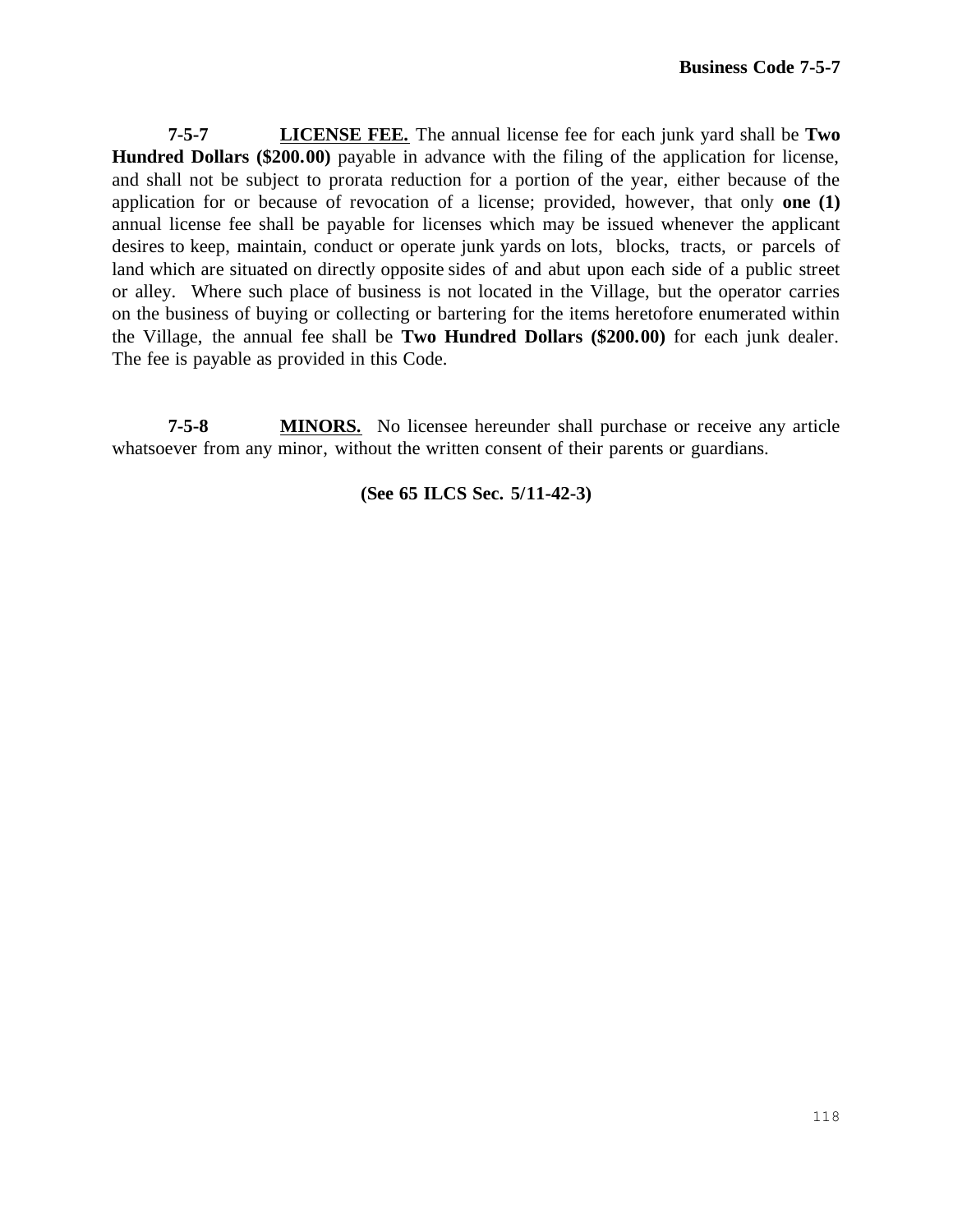**7-5-7** **LICENSE FEE.** The annual license fee for each junk yard shall be **Two Hundred Dollars ($200.00)** payable in advance with the filing of the application for license, and shall not be subject to prorata reduction for a portion of the year, either because of the application for or because of revocation of a license; provided, however, that only **one (1)** annual license fee shall be payable for licenses which may be issued whenever the applicant desires to keep, maintain, conduct or operate junk yards on lots, blocks, tracts, or parcels of land which are situated on directly opposite sides of and abut upon each side of a public street or alley. Where such place of business is not located in the Village, but the operator carries on the business of buying or collecting or bartering for the items heretofore enumerated within the Village, the annual fee shall be **Two Hundred Dollars ($200.00)** for each junk dealer. The fee is payable as provided in this Code.

**7-5-8** **MINORS.** No licensee hereunder shall purchase or receive any article whatsoever from any minor, without the written consent of their parents or guardians.

**(See 65 ILCS Sec. 5/11-42-3)**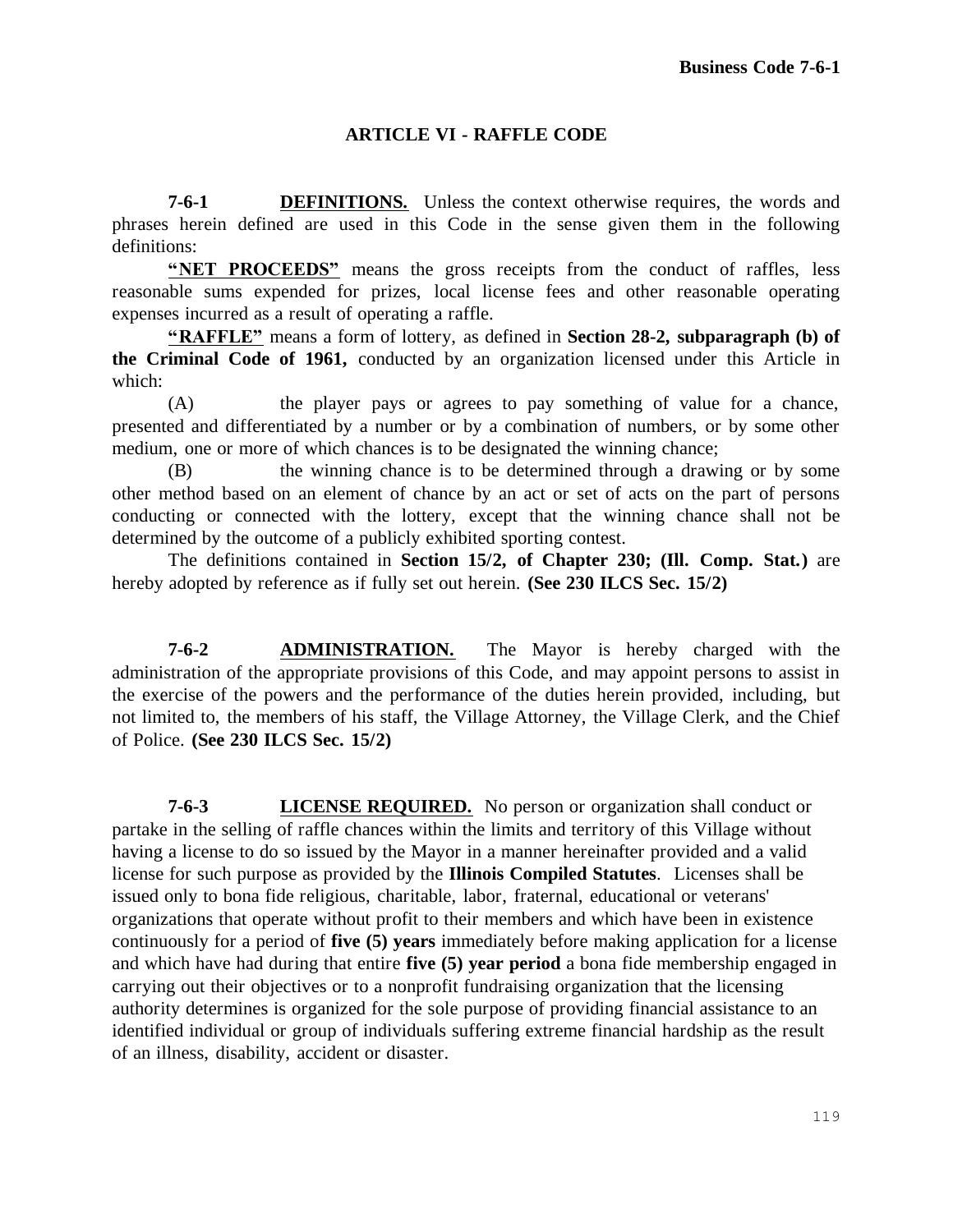## ARTICLE VI - RAFFLE CODE

**7-6-1 DEFINITIONS.** Unless the context otherwise requires, the words and phrases herein defined are used in this Code in the sense given them in the following definitions:

**"NET PROCEEDS"** means the gross receipts from the conduct of raffles, less reasonable sums expended for prizes, local license fees and other reasonable operating expenses incurred as a result of operating a raffle.

**"RAFFLE"** means a form of lottery, as defined in **Section 28-2, subparagraph (b) of the Criminal Code of 1961,** conducted by an organization licensed under this Article in which:

(A) the player pays or agrees to pay something of value for a chance, presented and differentiated by a number or by a combination of numbers, or by some other medium, one or more of which chances is to be designated the winning chance;

(B) the winning chance is to be determined through a drawing or by some other method based on an element of chance by an act or set of acts on the part of persons conducting or connected with the lottery, except that the winning chance shall not be determined by the outcome of a publicly exhibited sporting contest.

The definitions contained in **Section 15/2, of Chapter 230; (Ill. Comp. Stat.)** are hereby adopted by reference as if fully set out herein. **(See 230 ILCS Sec. 15/2)**

**7-6-2 ADMINISTRATION.** The Mayor is hereby charged with the administration of the appropriate provisions of this Code, and may appoint persons to assist in the exercise of the powers and the performance of the duties herein provided, including, but not limited to, the members of his staff, the Village Attorney, the Village Clerk, and the Chief of Police. **(See 230 ILCS Sec. 15/2)**

**7-6-3 LICENSE REQUIRED.** No person or organization shall conduct or partake in the selling of raffle chances within the limits and territory of this Village without having a license to do so issued by the Mayor in a manner hereinafter provided and a valid license for such purpose as provided by the **Illinois Compiled Statutes**. Licenses shall be issued only to bona fide religious, charitable, labor, fraternal, educational or veterans' organizations that operate without profit to their members and which have been in existence continuously for a period of **five (5) years** immediately before making application for a license and which have had during that entire **five (5) year period** a bona fide membership engaged in carrying out their objectives or to a nonprofit fundraising organization that the licensing authority determines is organized for the sole purpose of providing financial assistance to an identified individual or group of individuals suffering extreme financial hardship as the result of an illness, disability, accident or disaster.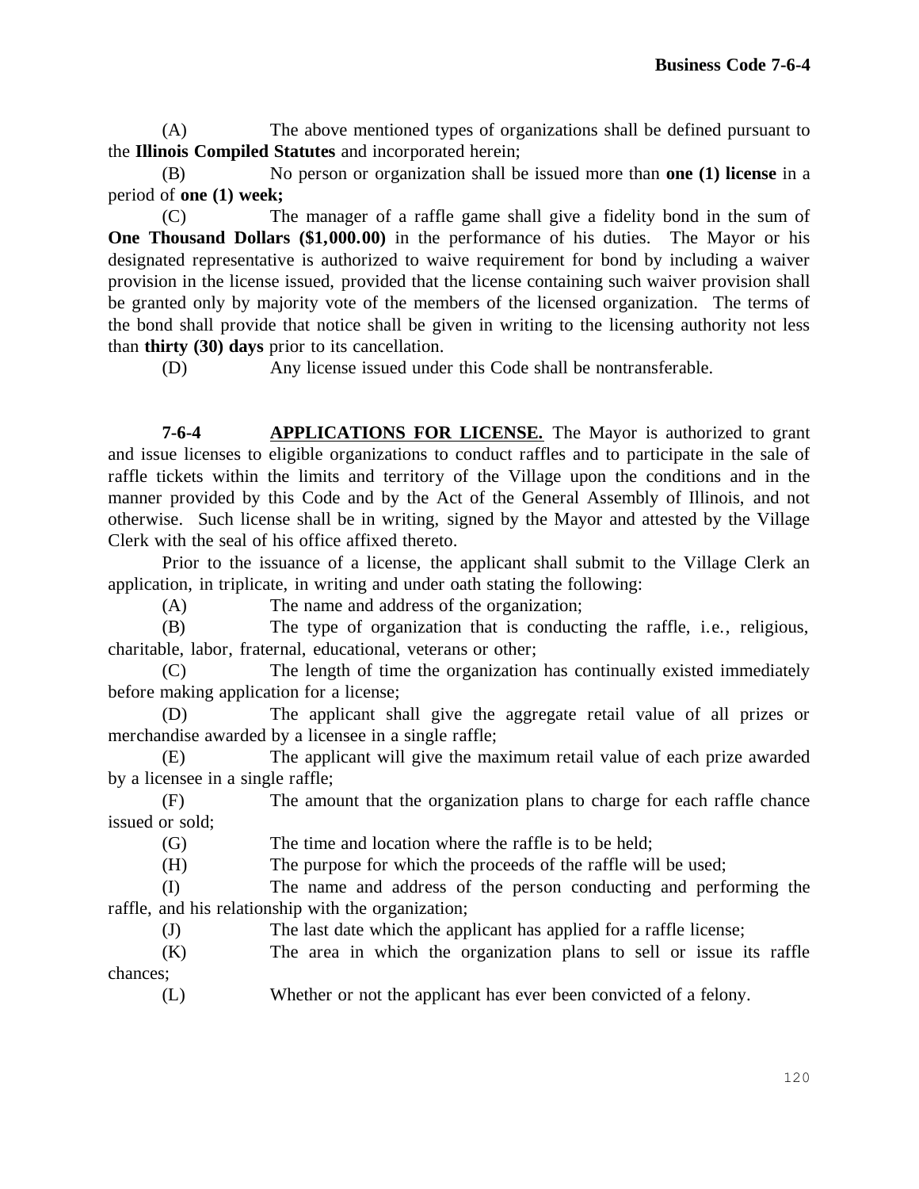(A) The above mentioned types of organizations shall be defined pursuant to the **Illinois Compiled Statutes** and incorporated herein;

(B) No person or organization shall be issued more than **one (1) license** in a period of **one (1) week;**

(C) The manager of a raffle game shall give a fidelity bond in the sum of **One Thousand Dollars ($1,000.00)** in the performance of his duties. The Mayor or his designated representative is authorized to waive requirement for bond by including a waiver provision in the license issued, provided that the license containing such waiver provision shall be granted only by majority vote of the members of the licensed organization. The terms of the bond shall provide that notice shall be given in writing to the licensing authority not less than **thirty (30) days** prior to its cancellation.

(D) Any license issued under this Code shall be nontransferable.

**7-6-4** **APPLICATIONS FOR LICENSE.** The Mayor is authorized to grant and issue licenses to eligible organizations to conduct raffles and to participate in the sale of raffle tickets within the limits and territory of the Village upon the conditions and in the manner provided by this Code and by the Act of the General Assembly of Illinois, and not otherwise. Such license shall be in writing, signed by the Mayor and attested by the Village Clerk with the seal of his office affixed thereto.

Prior to the issuance of a license, the applicant shall submit to the Village Clerk an application, in triplicate, in writing and under oath stating the following:

(A) The name and address of the organization;

(B) The type of organization that is conducting the raffle, i.e., religious, charitable, labor, fraternal, educational, veterans or other;

(C) The length of time the organization has continually existed immediately before making application for a license;

(D) The applicant shall give the aggregate retail value of all prizes or merchandise awarded by a licensee in a single raffle;

(E) The applicant will give the maximum retail value of each prize awarded by a licensee in a single raffle;

(F) The amount that the organization plans to charge for each raffle chance issued or sold;

(G) The time and location where the raffle is to be held;

(H) The purpose for which the proceeds of the raffle will be used;

(I) The name and address of the person conducting and performing the raffle, and his relationship with the organization;

(J) The last date which the applicant has applied for a raffle license;

(K) The area in which the organization plans to sell or issue its raffle chances;

(L) Whether or not the applicant has ever been convicted of a felony.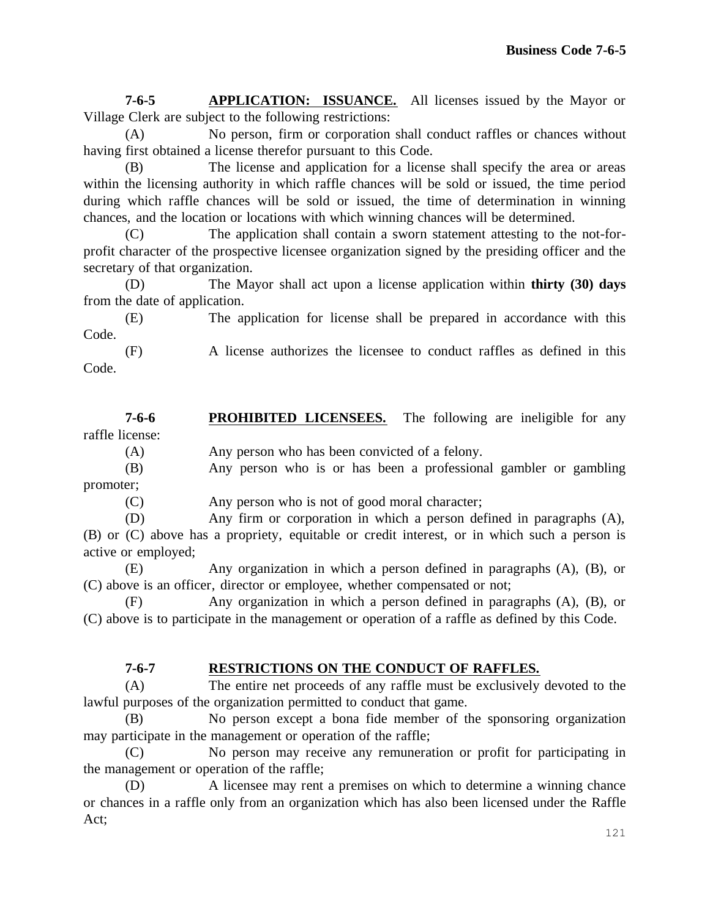**7-6-5 APPLICATION: ISSUANCE.** All licenses issued by the Mayor or Village Clerk are subject to the following restrictions:

(A) No person, firm or corporation shall conduct raffles or chances without having first obtained a license therefor pursuant to this Code.

(B) The license and application for a license shall specify the area or areas within the licensing authority in which raffle chances will be sold or issued, the time period during which raffle chances will be sold or issued, the time of determination in winning chances, and the location or locations with which winning chances will be determined.

(C) The application shall contain a sworn statement attesting to the not-for-profit character of the prospective licensee organization signed by the presiding officer and the secretary of that organization.

(D) The Mayor shall act upon a license application within **thirty (30) days** from the date of application.

(E) The application for license shall be prepared in accordance with this Code.

(F) A license authorizes the licensee to conduct raffles as defined in this Code.

**7-6-6 PROHIBITED LICENSEES.** The following are ineligible for any raffle license:

(A) Any person who has been convicted of a felony.

(B) Any person who is or has been a professional gambler or gambling promoter;

(C) Any person who is not of good moral character;

(D) Any firm or corporation in which a person defined in paragraphs (A), (B) or (C) above has a propriety, equitable or credit interest, or in which such a person is active or employed;

(E) Any organization in which a person defined in paragraphs (A), (B), or (C) above is an officer, director or employee, whether compensated or not;

(F) Any organization in which a person defined in paragraphs (A), (B), or (C) above is to participate in the management or operation of a raffle as defined by this Code.

**7-6-7 RESTRICTIONS ON THE CONDUCT OF RAFFLES.**

(A) The entire net proceeds of any raffle must be exclusively devoted to the lawful purposes of the organization permitted to conduct that game.

(B) No person except a bona fide member of the sponsoring organization may participate in the management or operation of the raffle;

(C) No person may receive any remuneration or profit for participating in the management or operation of the raffle;

(D) A licensee may rent a premises on which to determine a winning chance or chances in a raffle only from an organization which has also been licensed under the Raffle Act;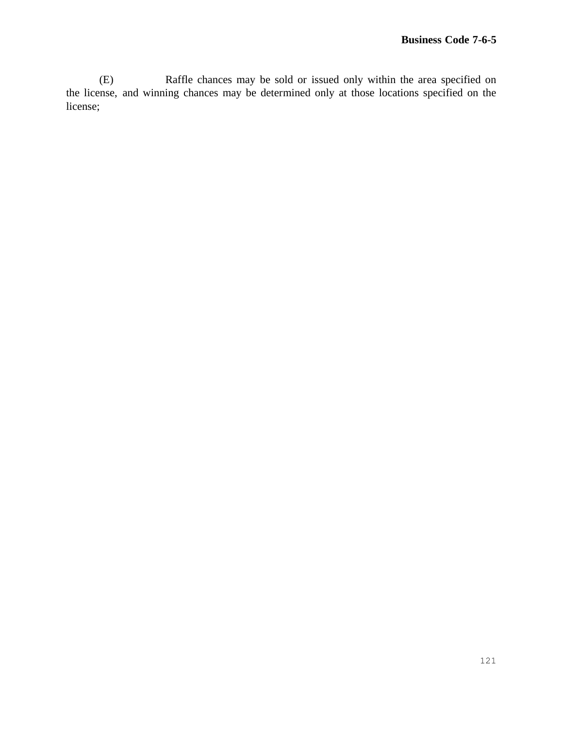(E) Raffle chances may be sold or issued only within the area specified on the license, and winning chances may be determined only at those locations specified on the license;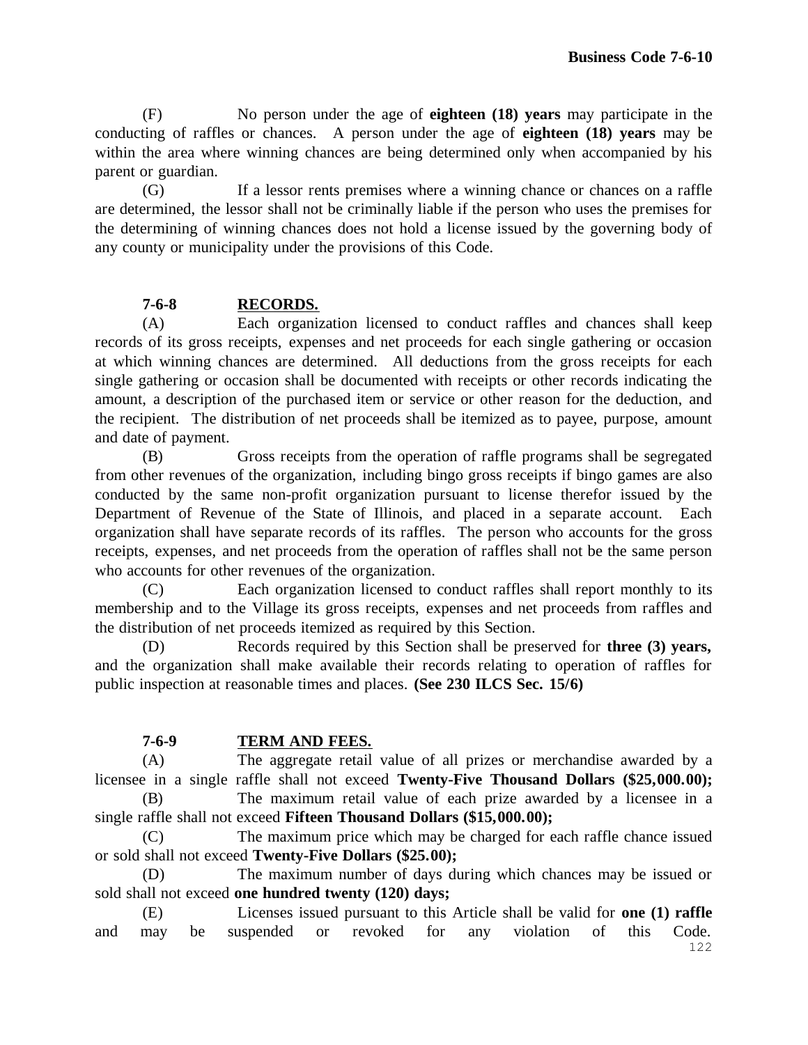(F) No person under the age of **eighteen (18) years** may participate in the conducting of raffles or chances. A person under the age of **eighteen (18) years** may be within the area where winning chances are being determined only when accompanied by his parent or guardian.

(G) If a lessor rents premises where a winning chance or chances on a raffle are determined, the lessor shall not be criminally liable if the person who uses the premises for the determining of winning chances does not hold a license issued by the governing body of any county or municipality under the provisions of this Code.

## 7-6-8 RECORDS.

(A) Each organization licensed to conduct raffles and chances shall keep records of its gross receipts, expenses and net proceeds for each single gathering or occasion at which winning chances are determined. All deductions from the gross receipts for each single gathering or occasion shall be documented with receipts or other records indicating the amount, a description of the purchased item or service or other reason for the deduction, and the recipient. The distribution of net proceeds shall be itemized as to payee, purpose, amount and date of payment.

(B) Gross receipts from the operation of raffle programs shall be segregated from other revenues of the organization, including bingo gross receipts if bingo games are also conducted by the same non-profit organization pursuant to license therefor issued by the Department of Revenue of the State of Illinois, and placed in a separate account. Each organization shall have separate records of its raffles. The person who accounts for the gross receipts, expenses, and net proceeds from the operation of raffles shall not be the same person who accounts for other revenues of the organization.

(C) Each organization licensed to conduct raffles shall report monthly to its membership and to the Village its gross receipts, expenses and net proceeds from raffles and the distribution of net proceeds itemized as required by this Section.

(D) Records required by this Section shall be preserved for **three (3) years,** and the organization shall make available their records relating to operation of raffles for public inspection at reasonable times and places. **(See 230 ILCS Sec. 15/6)**

## 7-6-9 TERM AND FEES.

(A) The aggregate retail value of all prizes or merchandise awarded by a licensee in a single raffle shall not exceed **Twenty-Five Thousand Dollars ($25,000.00);**

(B) The maximum retail value of each prize awarded by a licensee in a single raffle shall not exceed **Fifteen Thousand Dollars ($15,000.00);**

(C) The maximum price which may be charged for each raffle chance issued or sold shall not exceed **Twenty-Five Dollars ($25.00);**

(D) The maximum number of days during which chances may be issued or sold shall not exceed **one hundred twenty (120) days;**

(E) Licenses issued pursuant to this Article shall be valid for **one (1) raffle** and may be suspended or revoked for any violation of this Code.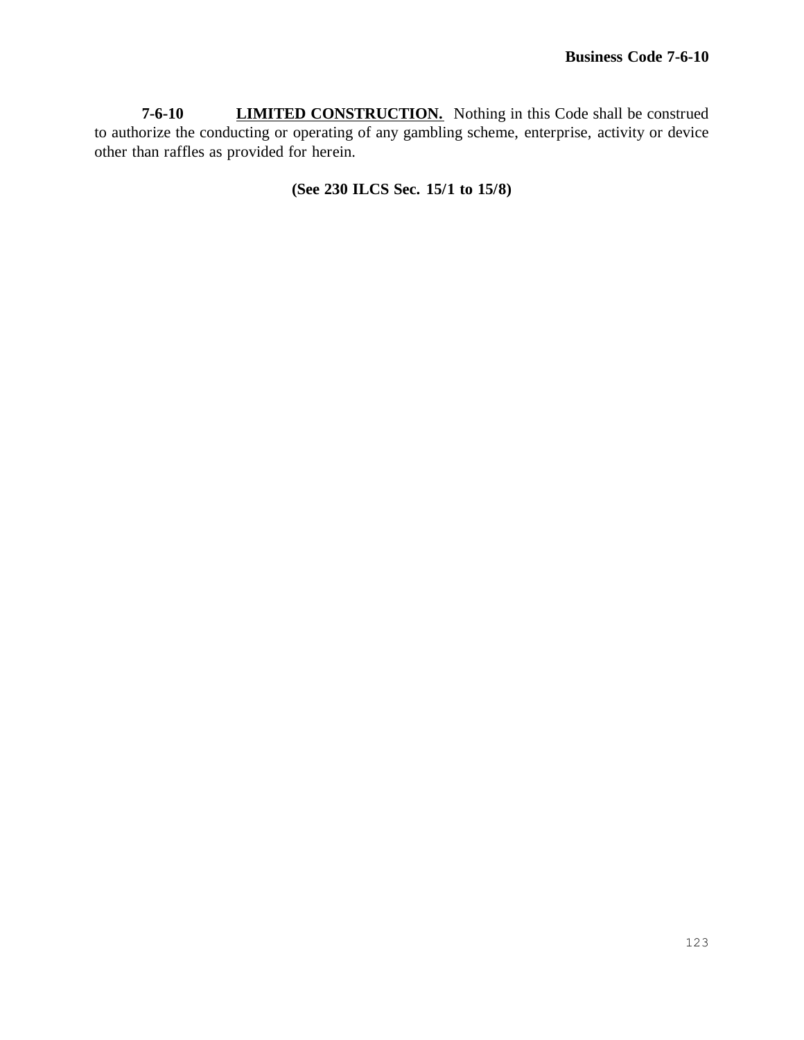**7-6-10 <u>LIMITED CONSTRUCTION.</u>** Nothing in this Code shall be construed to authorize the conducting or operating of any gambling scheme, enterprise, activity or device other than raffles as provided for herein.

**(See 230 ILCS Sec. 15/1 to 15/8)**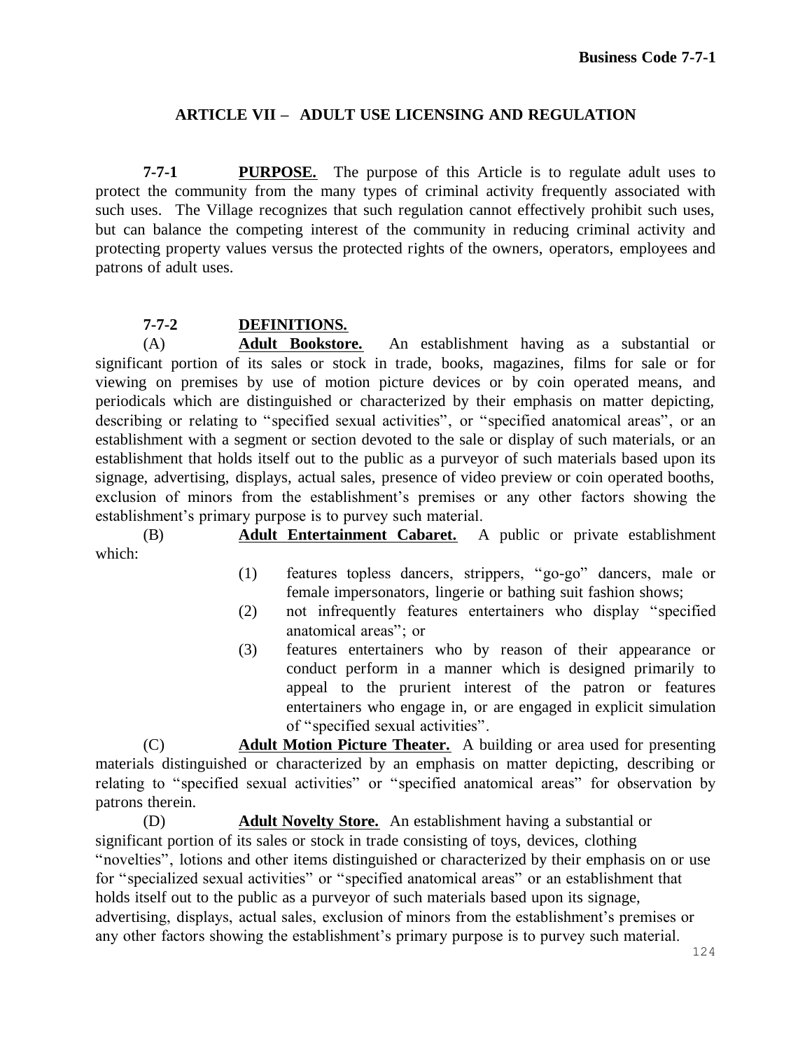## ARTICLE VII – ADULT USE LICENSING AND REGULATION

**7-7-1 PURPOSE.** The purpose of this Article is to regulate adult uses to protect the community from the many types of criminal activity frequently associated with such uses. The Village recognizes that such regulation cannot effectively prohibit such uses, but can balance the competing interest of the community in reducing criminal activity and protecting property values versus the protected rights of the owners, operators, employees and patrons of adult uses.

**7-7-2 DEFINITIONS.**

(A) **Adult Bookstore.** An establishment having as a substantial or significant portion of its sales or stock in trade, books, magazines, films for sale or for viewing on premises by use of motion picture devices or by coin operated means, and periodicals which are distinguished or characterized by their emphasis on matter depicting, describing or relating to "specified sexual activities", or "specified anatomical areas", or an establishment with a segment or section devoted to the sale or display of such materials, or an establishment that holds itself out to the public as a purveyor of such materials based upon its signage, advertising, displays, actual sales, presence of video preview or coin operated booths, exclusion of minors from the establishment's premises or any other factors showing the establishment's primary purpose is to purvey such material.

(B) **Adult Entertainment Cabaret.** A public or private establishment which:

(1) features topless dancers, strippers, "go-go" dancers, male or female impersonators, lingerie or bathing suit fashion shows;

(2) not infrequently features entertainers who display "specified anatomical areas"; or

(3) features entertainers who by reason of their appearance or conduct perform in a manner which is designed primarily to appeal to the prurient interest of the patron or features entertainers who engage in, or are engaged in explicit simulation of "specified sexual activities".

(C) **Adult Motion Picture Theater.** A building or area used for presenting materials distinguished or characterized by an emphasis on matter depicting, describing or relating to "specified sexual activities" or "specified anatomical areas" for observation by patrons therein.

(D) **Adult Novelty Store.** An establishment having a substantial or significant portion of its sales or stock in trade consisting of toys, devices, clothing "novelties", lotions and other items distinguished or characterized by their emphasis on or use for "specialized sexual activities" or "specified anatomical areas" or an establishment that holds itself out to the public as a purveyor of such materials based upon its signage, advertising, displays, actual sales, exclusion of minors from the establishment's premises or any other factors showing the establishment's primary purpose is to purvey such material.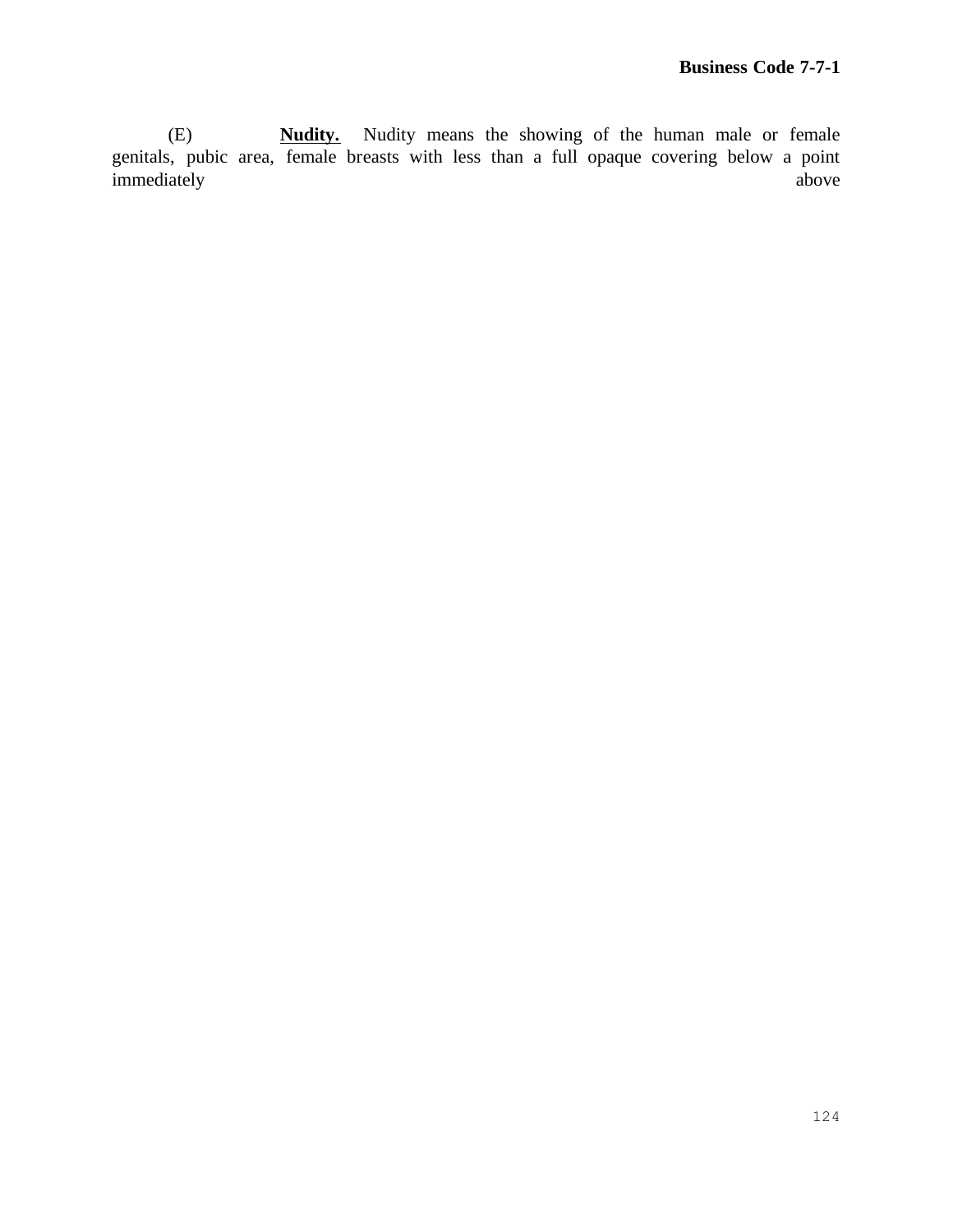(E) **Nudity.** Nudity means the showing of the human male or female genitals, pubic area, female breasts with less than a full opaque covering below a point immediately above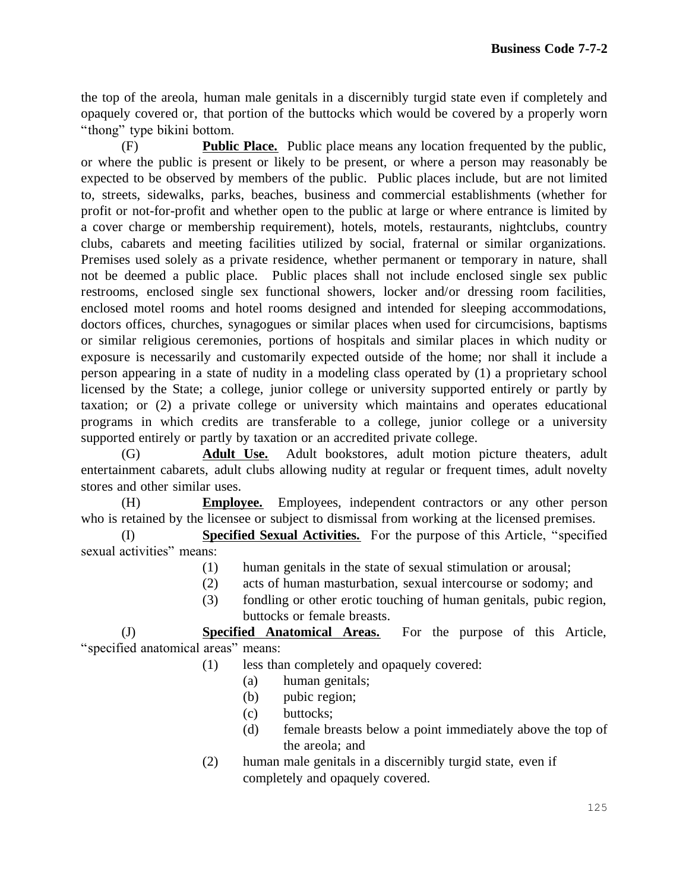the top of the areola, human male genitals in a discernibly turgid state even if completely and opaquely covered or, that portion of the buttocks which would be covered by a properly worn "thong" type bikini bottom.

(F) **Public Place.** Public place means any location frequented by the public, or where the public is present or likely to be present, or where a person may reasonably be expected to be observed by members of the public. Public places include, but are not limited to, streets, sidewalks, parks, beaches, business and commercial establishments (whether for profit or not-for-profit and whether open to the public at large or where entrance is limited by a cover charge or membership requirement), hotels, motels, restaurants, nightclubs, country clubs, cabarets and meeting facilities utilized by social, fraternal or similar organizations. Premises used solely as a private residence, whether permanent or temporary in nature, shall not be deemed a public place. Public places shall not include enclosed single sex public restrooms, enclosed single sex functional showers, locker and/or dressing room facilities, enclosed motel rooms and hotel rooms designed and intended for sleeping accommodations, doctors offices, churches, synagogues or similar places when used for circumcisions, baptisms or similar religious ceremonies, portions of hospitals and similar places in which nudity or exposure is necessarily and customarily expected outside of the home; nor shall it include a person appearing in a state of nudity in a modeling class operated by (1) a proprietary school licensed by the State; a college, junior college or university supported entirely or partly by taxation; or (2) a private college or university which maintains and operates educational programs in which credits are transferable to a college, junior college or a university supported entirely or partly by taxation or an accredited private college.

(G) **Adult Use.** Adult bookstores, adult motion picture theaters, adult entertainment cabarets, adult clubs allowing nudity at regular or frequent times, adult novelty stores and other similar uses.

(H) **Employee.** Employees, independent contractors or any other person who is retained by the licensee or subject to dismissal from working at the licensed premises.

(I) **Specified Sexual Activities.** For the purpose of this Article, "specified sexual activities" means:

(1) human genitals in the state of sexual stimulation or arousal;
(2) acts of human masturbation, sexual intercourse or sodomy; and
(3) fondling or other erotic touching of human genitals, pubic region, buttocks or female breasts.

(J) **Specified Anatomical Areas.** For the purpose of this Article, "specified anatomical areas" means:

(1) less than completely and opaquely covered:
   (a) human genitals;
   (b) pubic region;
   (c) buttocks;
   (d) female breasts below a point immediately above the top of the areola; and
(2) human male genitals in a discernibly turgid state, even if completely and opaquely covered.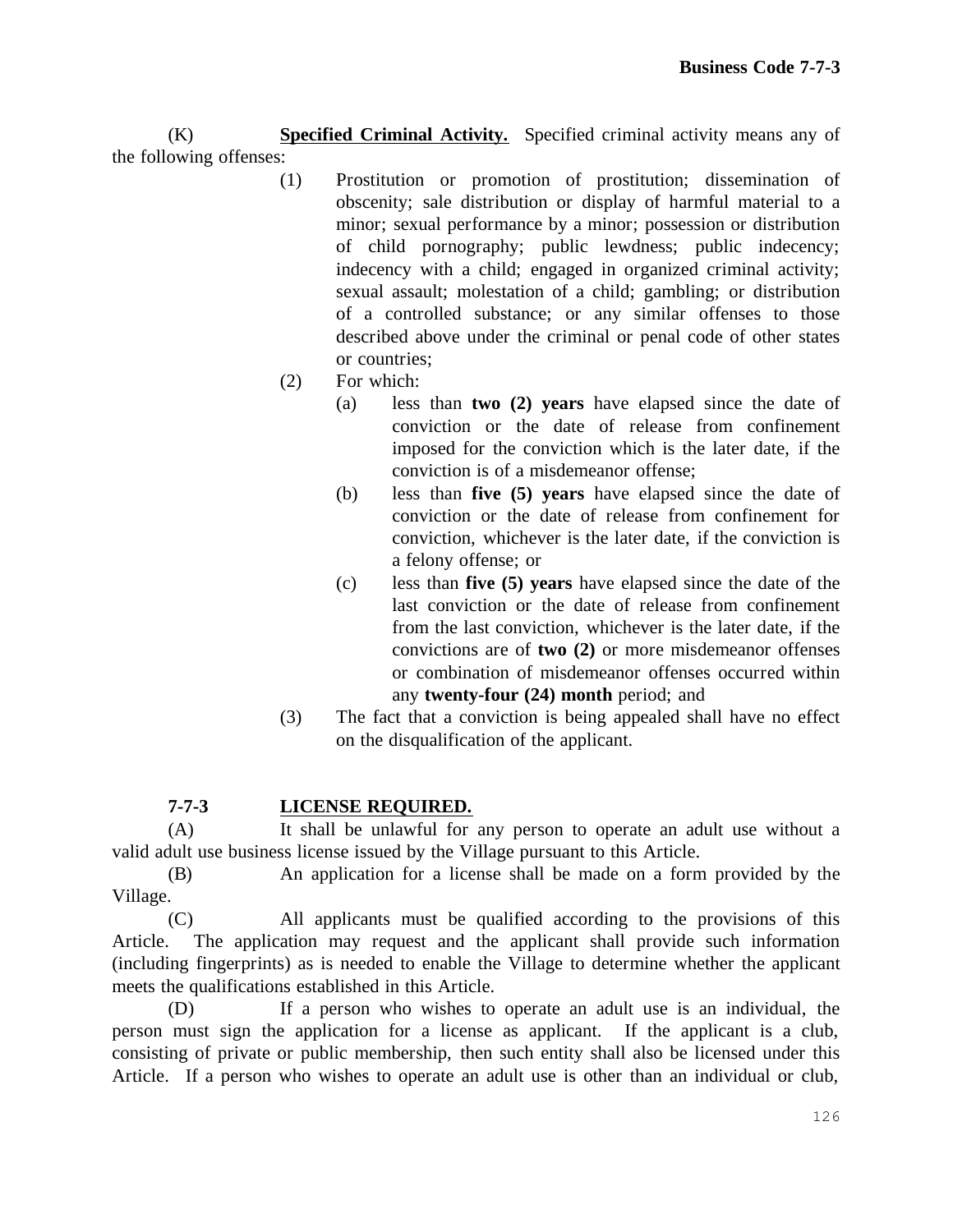(K) **Specified Criminal Activity.** Specified criminal activity means any of the following offenses:

(1) Prostitution or promotion of prostitution; dissemination of obscenity; sale distribution or display of harmful material to a minor; sexual performance by a minor; possession or distribution of child pornography; public lewdness; public indecency; indecency with a child; engaged in organized criminal activity; sexual assault; molestation of a child; gambling; or distribution of a controlled substance; or any similar offenses to those described above under the criminal or penal code of other states or countries;

(2) For which:

(a) less than **two (2) years** have elapsed since the date of conviction or the date of release from confinement imposed for the conviction which is the later date, if the conviction is of a misdemeanor offense;

(b) less than **five (5) years** have elapsed since the date of conviction or the date of release from confinement for conviction, whichever is the later date, if the conviction is a felony offense; or

(c) less than **five (5) years** have elapsed since the date of the last conviction or the date of release from confinement from the last conviction, whichever is the later date, if the convictions are of **two (2)** or more misdemeanor offenses or combination of misdemeanor offenses occurred within any **twenty-four (24) month** period; and

(3) The fact that a conviction is being appealed shall have no effect on the disqualification of the applicant.

## 7-7-3 LICENSE REQUIRED.

(A) It shall be unlawful for any person to operate an adult use without a valid adult use business license issued by the Village pursuant to this Article.

(B) An application for a license shall be made on a form provided by the Village.

(C) All applicants must be qualified according to the provisions of this Article. The application may request and the applicant shall provide such information (including fingerprints) as is needed to enable the Village to determine whether the applicant meets the qualifications established in this Article.

(D) If a person who wishes to operate an adult use is an individual, the person must sign the application for a license as applicant. If the applicant is a club, consisting of private or public membership, then such entity shall also be licensed under this Article. If a person who wishes to operate an adult use is other than an individual or club,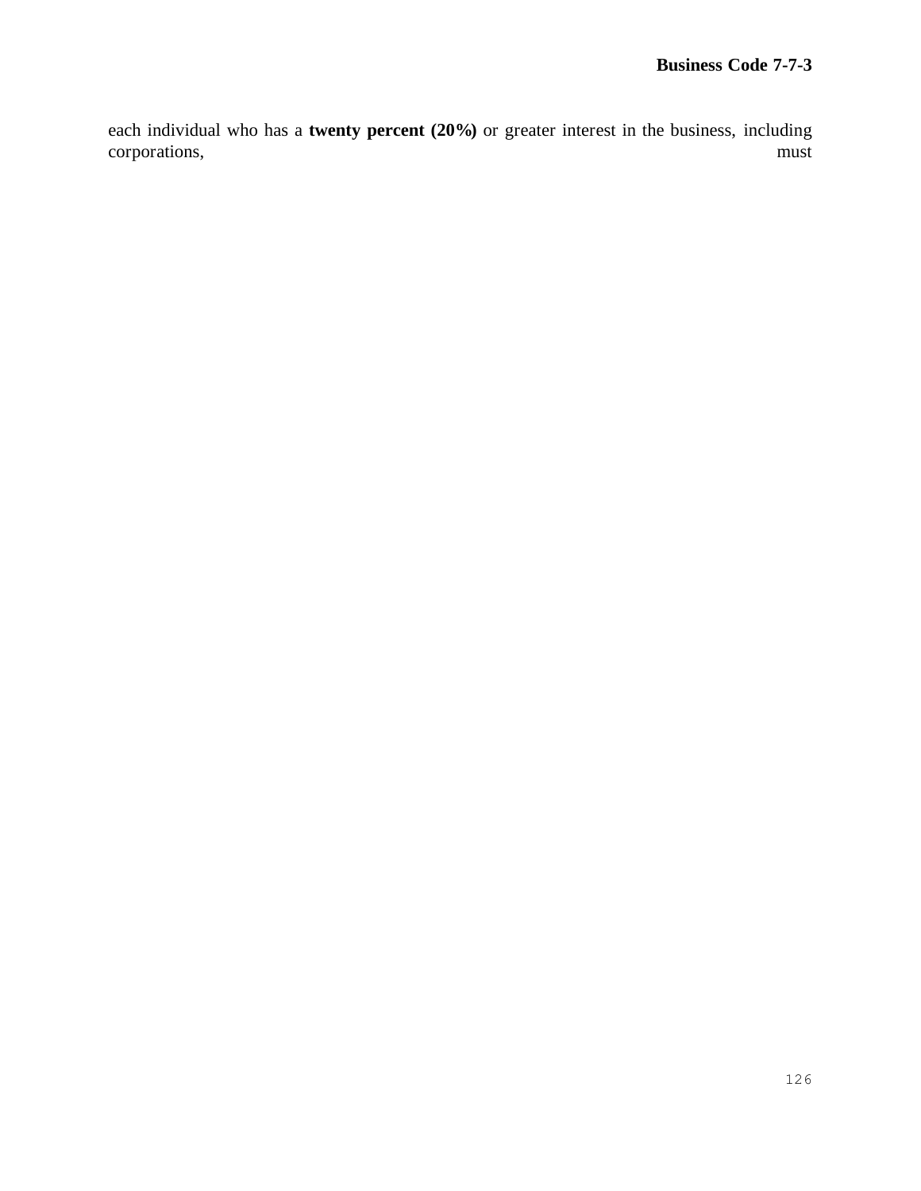each individual who has a **twenty percent (20%)** or greater interest in the business, including corporations, must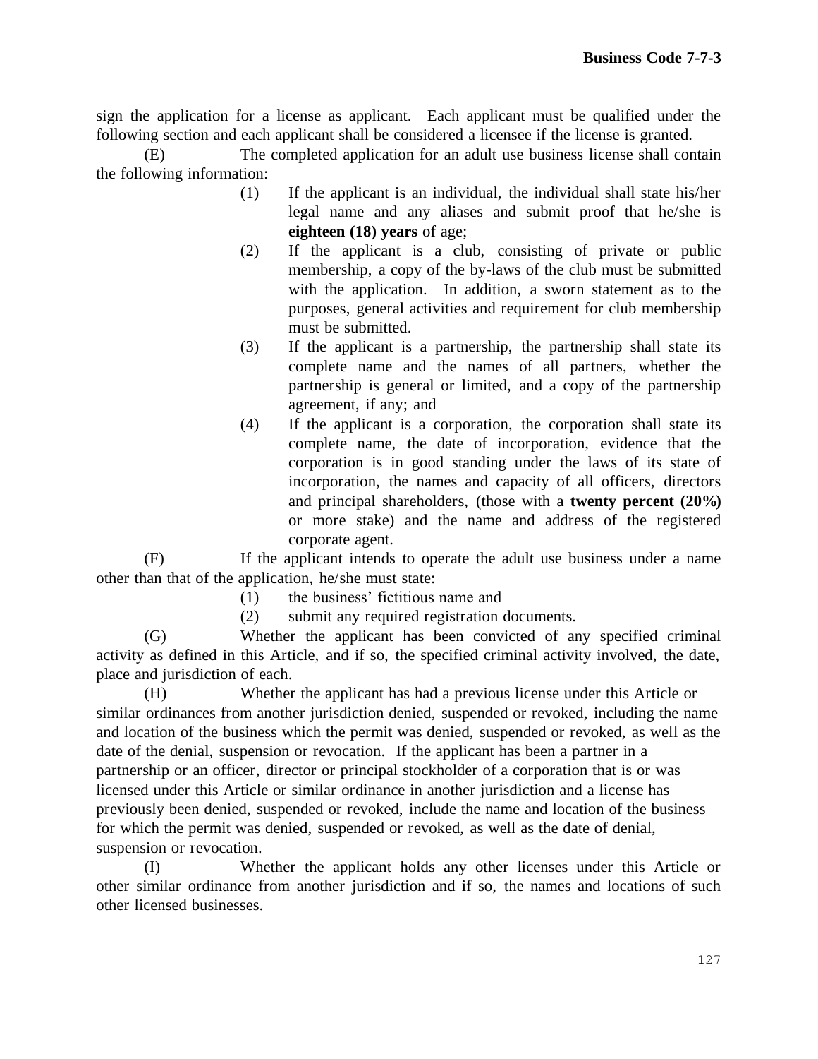sign the application for a license as applicant. Each applicant must be qualified under the following section and each applicant shall be considered a licensee if the license is granted.

(E) The completed application for an adult use business license shall contain the following information:

(1) If the applicant is an individual, the individual shall state his/her legal name and any aliases and submit proof that he/she is **eighteen (18) years** of age;

(2) If the applicant is a club, consisting of private or public membership, a copy of the by-laws of the club must be submitted with the application. In addition, a sworn statement as to the purposes, general activities and requirement for club membership must be submitted.

(3) If the applicant is a partnership, the partnership shall state its complete name and the names of all partners, whether the partnership is general or limited, and a copy of the partnership agreement, if any; and

(4) If the applicant is a corporation, the corporation shall state its complete name, the date of incorporation, evidence that the corporation is in good standing under the laws of its state of incorporation, the names and capacity of all officers, directors and principal shareholders, (those with a **twenty percent (20%)** or more stake) and the name and address of the registered corporate agent.

(F) If the applicant intends to operate the adult use business under a name other than that of the application, he/she must state:

(1) the business' fictitious name and

(2) submit any required registration documents.

(G) Whether the applicant has been convicted of any specified criminal activity as defined in this Article, and if so, the specified criminal activity involved, the date, place and jurisdiction of each.

(H) Whether the applicant has had a previous license under this Article or similar ordinances from another jurisdiction denied, suspended or revoked, including the name and location of the business which the permit was denied, suspended or revoked, as well as the date of the denial, suspension or revocation. If the applicant has been a partner in a partnership or an officer, director or principal stockholder of a corporation that is or was licensed under this Article or similar ordinance in another jurisdiction and a license has previously been denied, suspended or revoked, include the name and location of the business for which the permit was denied, suspended or revoked, as well as the date of denial, suspension or revocation.

(I) Whether the applicant holds any other licenses under this Article or other similar ordinance from another jurisdiction and if so, the names and locations of such other licensed businesses.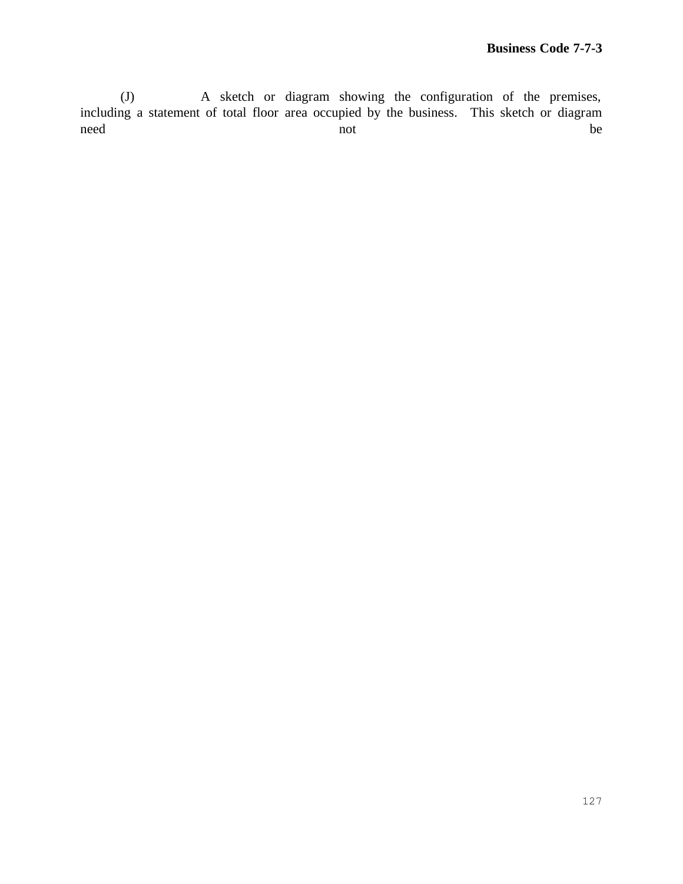(J) A sketch or diagram showing the configuration of the premises, including a statement of total floor area occupied by the business. This sketch or diagram need not be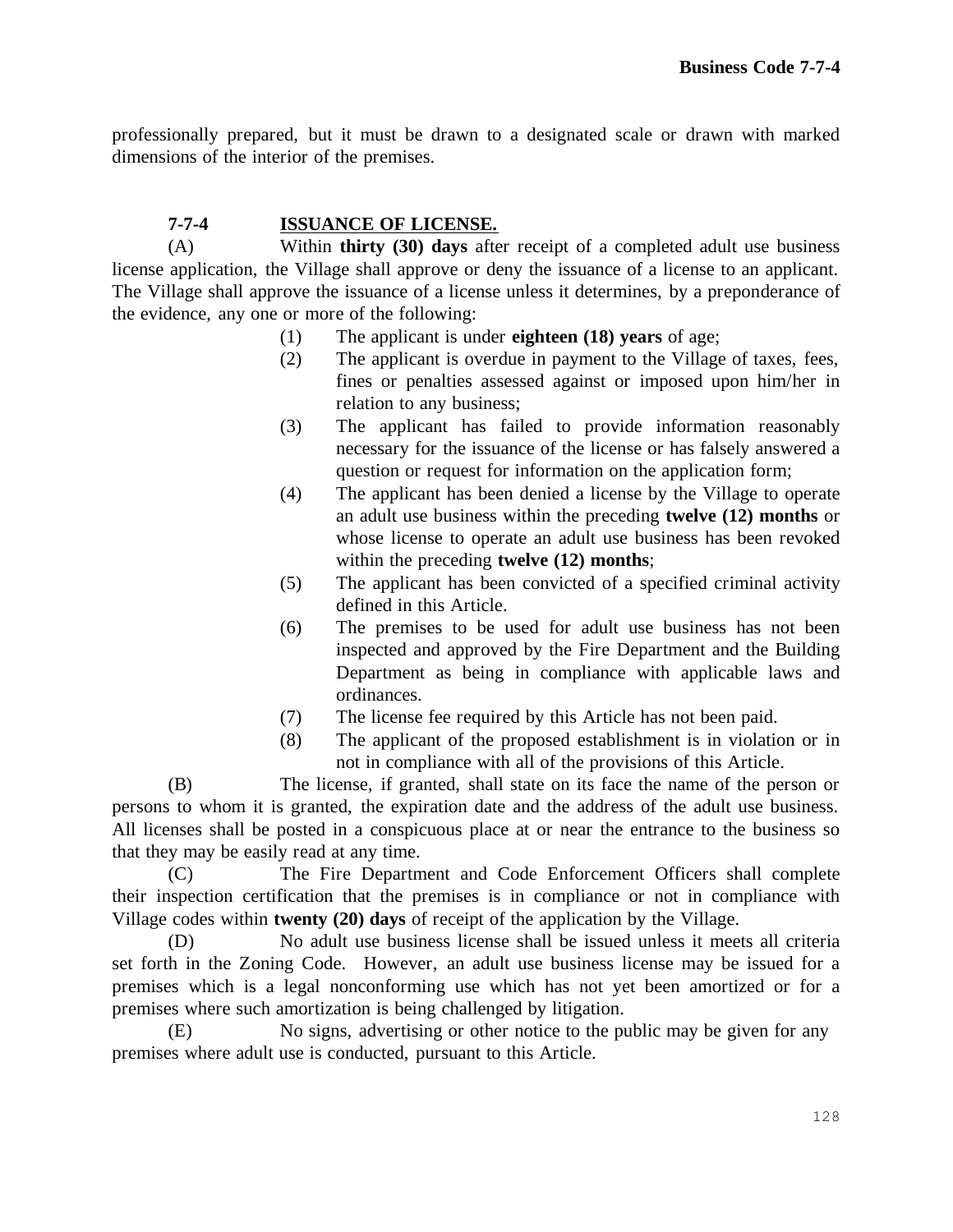professionally prepared, but it must be drawn to a designated scale or drawn with marked dimensions of the interior of the premises.

**7-7-4 ISSUANCE OF LICENSE.**

(A) Within **thirty (30) days** after receipt of a completed adult use business license application, the Village shall approve or deny the issuance of a license to an applicant. The Village shall approve the issuance of a license unless it determines, by a preponderance of the evidence, any one or more of the following:

(1) The applicant is under **eighteen (18) years** of age;

(2) The applicant is overdue in payment to the Village of taxes, fees, fines or penalties assessed against or imposed upon him/her in relation to any business;

(3) The applicant has failed to provide information reasonably necessary for the issuance of the license or has falsely answered a question or request for information on the application form;

(4) The applicant has been denied a license by the Village to operate an adult use business within the preceding **twelve (12) months** or whose license to operate an adult use business has been revoked within the preceding **twelve (12) months**;

(5) The applicant has been convicted of a specified criminal activity defined in this Article.

(6) The premises to be used for adult use business has not been inspected and approved by the Fire Department and the Building Department as being in compliance with applicable laws and ordinances.

(7) The license fee required by this Article has not been paid.

(8) The applicant of the proposed establishment is in violation or in not in compliance with all of the provisions of this Article.

(B) The license, if granted, shall state on its face the name of the person or persons to whom it is granted, the expiration date and the address of the adult use business. All licenses shall be posted in a conspicuous place at or near the entrance to the business so that they may be easily read at any time.

(C) The Fire Department and Code Enforcement Officers shall complete their inspection certification that the premises is in compliance or not in compliance with Village codes within **twenty (20) days** of receipt of the application by the Village.

(D) No adult use business license shall be issued unless it meets all criteria set forth in the Zoning Code. However, an adult use business license may be issued for a premises which is a legal nonconforming use which has not yet been amortized or for a premises where such amortization is being challenged by litigation.

(E) No signs, advertising or other notice to the public may be given for any premises where adult use is conducted, pursuant to this Article.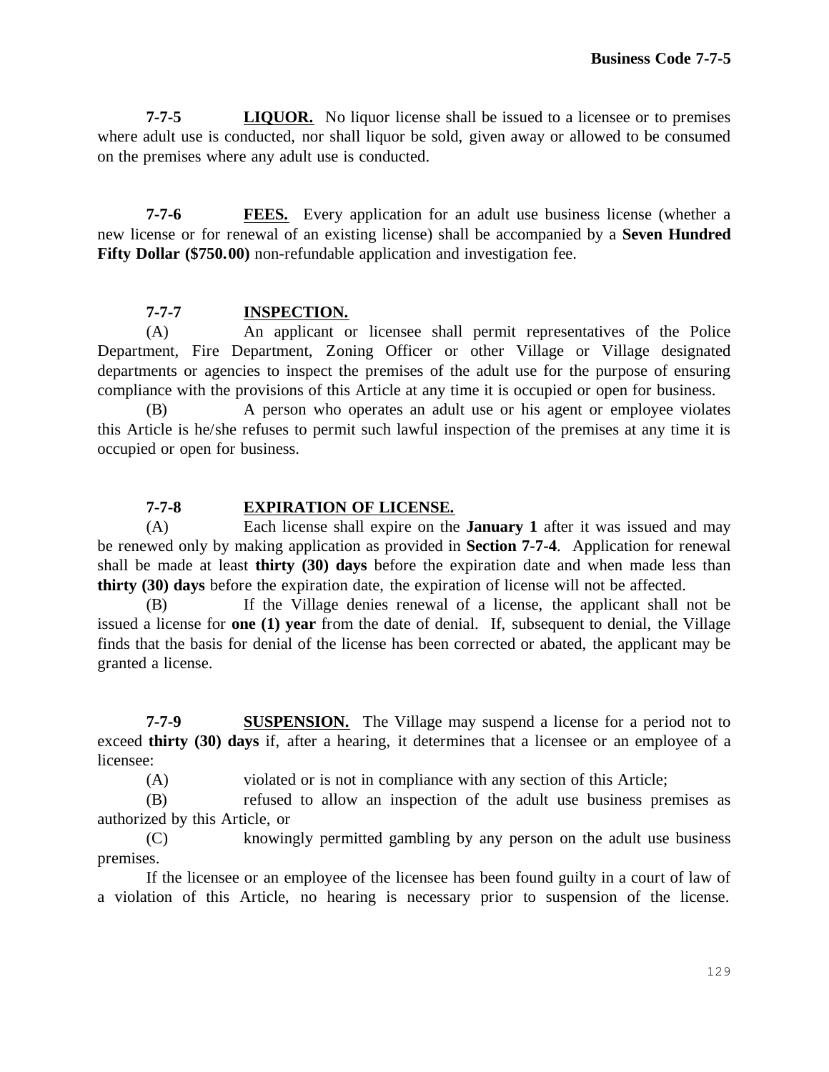**7-7-5** **LIQUOR.** No liquor license shall be issued to a licensee or to premises where adult use is conducted, nor shall liquor be sold, given away or allowed to be consumed on the premises where any adult use is conducted.

**7-7-6** **FEES.** Every application for an adult use business license (whether a new license or for renewal of an existing license) shall be accompanied by a **Seven Hundred Fifty Dollar ($750.00)** non-refundable application and investigation fee.

**7-7-7** **INSPECTION.**

(A) An applicant or licensee shall permit representatives of the Police Department, Fire Department, Zoning Officer or other Village or Village designated departments or agencies to inspect the premises of the adult use for the purpose of ensuring compliance with the provisions of this Article at any time it is occupied or open for business.

(B) A person who operates an adult use or his agent or employee violates this Article is he/she refuses to permit such lawful inspection of the premises at any time it is occupied or open for business.

**7-7-8** **EXPIRATION OF LICENSE.**

(A) Each license shall expire on the **January 1** after it was issued and may be renewed only by making application as provided in **Section 7-7-4**. Application for renewal shall be made at least **thirty (30) days** before the expiration date and when made less than **thirty (30) days** before the expiration date, the expiration of license will not be affected.

(B) If the Village denies renewal of a license, the applicant shall not be issued a license for **one (1) year** from the date of denial. If, subsequent to denial, the Village finds that the basis for denial of the license has been corrected or abated, the applicant may be granted a license.

**7-7-9** **SUSPENSION.** The Village may suspend a license for a period not to exceed **thirty (30) days** if, after a hearing, it determines that a licensee or an employee of a licensee:

(A) violated or is not in compliance with any section of this Article;

(B) refused to allow an inspection of the adult use business premises as authorized by this Article, or

(C) knowingly permitted gambling by any person on the adult use business premises.

If the licensee or an employee of the licensee has been found guilty in a court of law of a violation of this Article, no hearing is necessary prior to suspension of the license.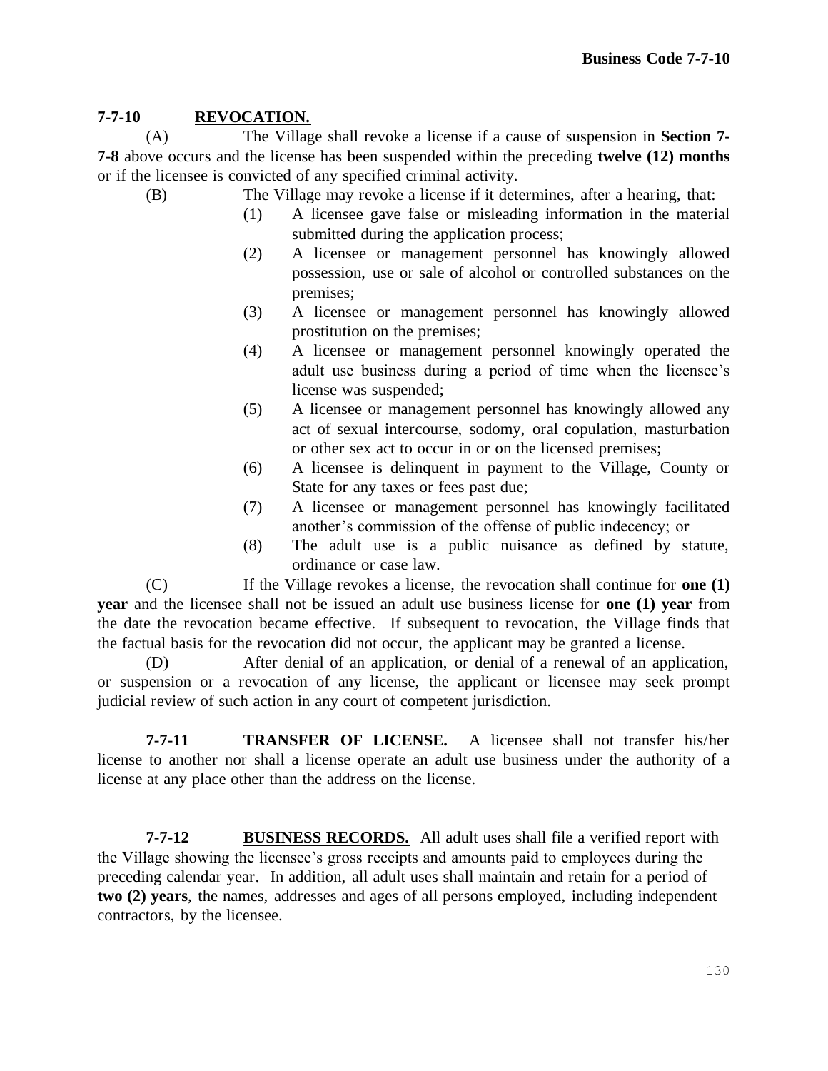**7-7-10 REVOCATION.**

(A) The Village shall revoke a license if a cause of suspension in **Section 7-7-8** above occurs and the license has been suspended within the preceding **twelve (12) months** or if the licensee is convicted of any specified criminal activity.

(B) The Village may revoke a license if it determines, after a hearing, that:

(1) A licensee gave false or misleading information in the material submitted during the application process;

(2) A licensee or management personnel has knowingly allowed possession, use or sale of alcohol or controlled substances on the premises;

(3) A licensee or management personnel has knowingly allowed prostitution on the premises;

(4) A licensee or management personnel knowingly operated the adult use business during a period of time when the licensee's license was suspended;

(5) A licensee or management personnel has knowingly allowed any act of sexual intercourse, sodomy, oral copulation, masturbation or other sex act to occur in or on the licensed premises;

(6) A licensee is delinquent in payment to the Village, County or State for any taxes or fees past due;

(7) A licensee or management personnel has knowingly facilitated another's commission of the offense of public indecency; or

(8) The adult use is a public nuisance as defined by statute, ordinance or case law.

(C) If the Village revokes a license, the revocation shall continue for **one (1) year** and the licensee shall not be issued an adult use business license for **one (1) year** from the date the revocation became effective. If subsequent to revocation, the Village finds that the factual basis for the revocation did not occur, the applicant may be granted a license.

(D) After denial of an application, or denial of a renewal of an application, or suspension or a revocation of any license, the applicant or licensee may seek prompt judicial review of such action in any court of competent jurisdiction.

**7-7-11 TRANSFER OF LICENSE.** A licensee shall not transfer his/her license to another nor shall a license operate an adult use business under the authority of a license at any place other than the address on the license.

**7-7-12 BUSINESS RECORDS.** All adult uses shall file a verified report with the Village showing the licensee's gross receipts and amounts paid to employees during the preceding calendar year. In addition, all adult uses shall maintain and retain for a period of **two (2) years**, the names, addresses and ages of all persons employed, including independent contractors, by the licensee.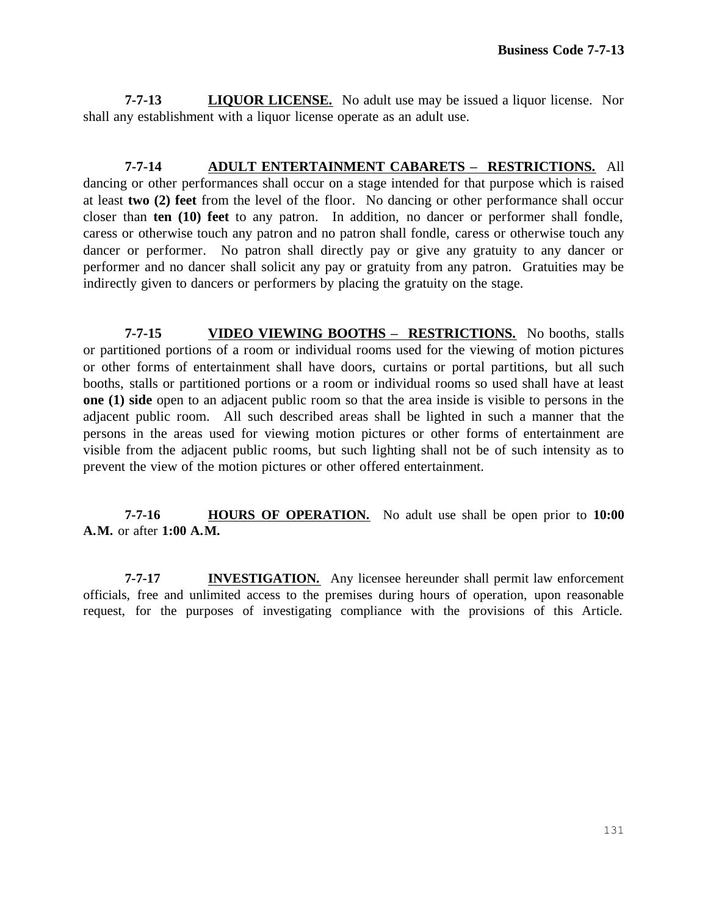**7-7-13** **LIQUOR LICENSE.** No adult use may be issued a liquor license. Nor shall any establishment with a liquor license operate as an adult use.

**7-7-14** **ADULT ENTERTAINMENT CABARETS – RESTRICTIONS.** All dancing or other performances shall occur on a stage intended for that purpose which is raised at least **two (2) feet** from the level of the floor. No dancing or other performance shall occur closer than **ten (10) feet** to any patron. In addition, no dancer or performer shall fondle, caress or otherwise touch any patron and no patron shall fondle, caress or otherwise touch any dancer or performer. No patron shall directly pay or give any gratuity to any dancer or performer and no dancer shall solicit any pay or gratuity from any patron. Gratuities may be indirectly given to dancers or performers by placing the gratuity on the stage.

**7-7-15** **VIDEO VIEWING BOOTHS – RESTRICTIONS.** No booths, stalls or partitioned portions of a room or individual rooms used for the viewing of motion pictures or other forms of entertainment shall have doors, curtains or portal partitions, but all such booths, stalls or partitioned portions or a room or individual rooms so used shall have at least **one (1) side** open to an adjacent public room so that the area inside is visible to persons in the adjacent public room. All such described areas shall be lighted in such a manner that the persons in the areas used for viewing motion pictures or other forms of entertainment are visible from the adjacent public rooms, but such lighting shall not be of such intensity as to prevent the view of the motion pictures or other offered entertainment.

**7-7-16** **HOURS OF OPERATION.** No adult use shall be open prior to **10:00 A.M.** or after **1:00 A.M.**

**7-7-17** **INVESTIGATION.** Any licensee hereunder shall permit law enforcement officials, free and unlimited access to the premises during hours of operation, upon reasonable request, for the purposes of investigating compliance with the provisions of this Article.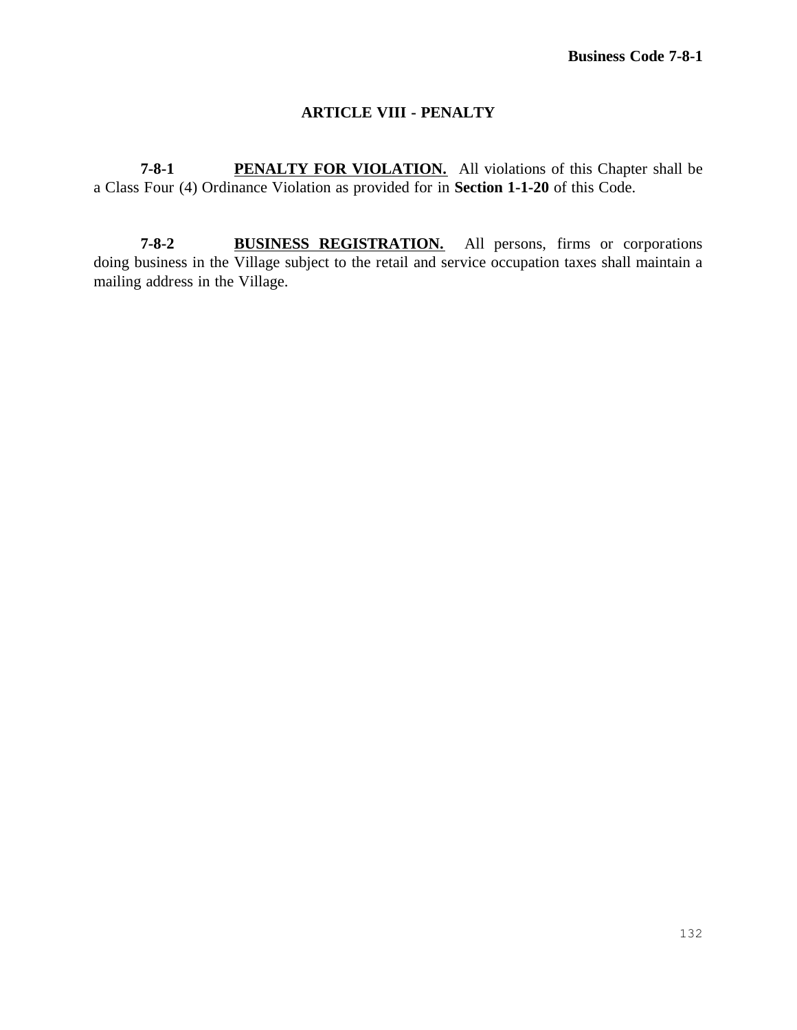## ARTICLE VIII - PENALTY

**7-8-1** **PENALTY FOR VIOLATION.** All violations of this Chapter shall be a Class Four (4) Ordinance Violation as provided for in **Section 1-1-20** of this Code.

**7-8-2** **BUSINESS REGISTRATION.** All persons, firms or corporations doing business in the Village subject to the retail and service occupation taxes shall maintain a mailing address in the Village.